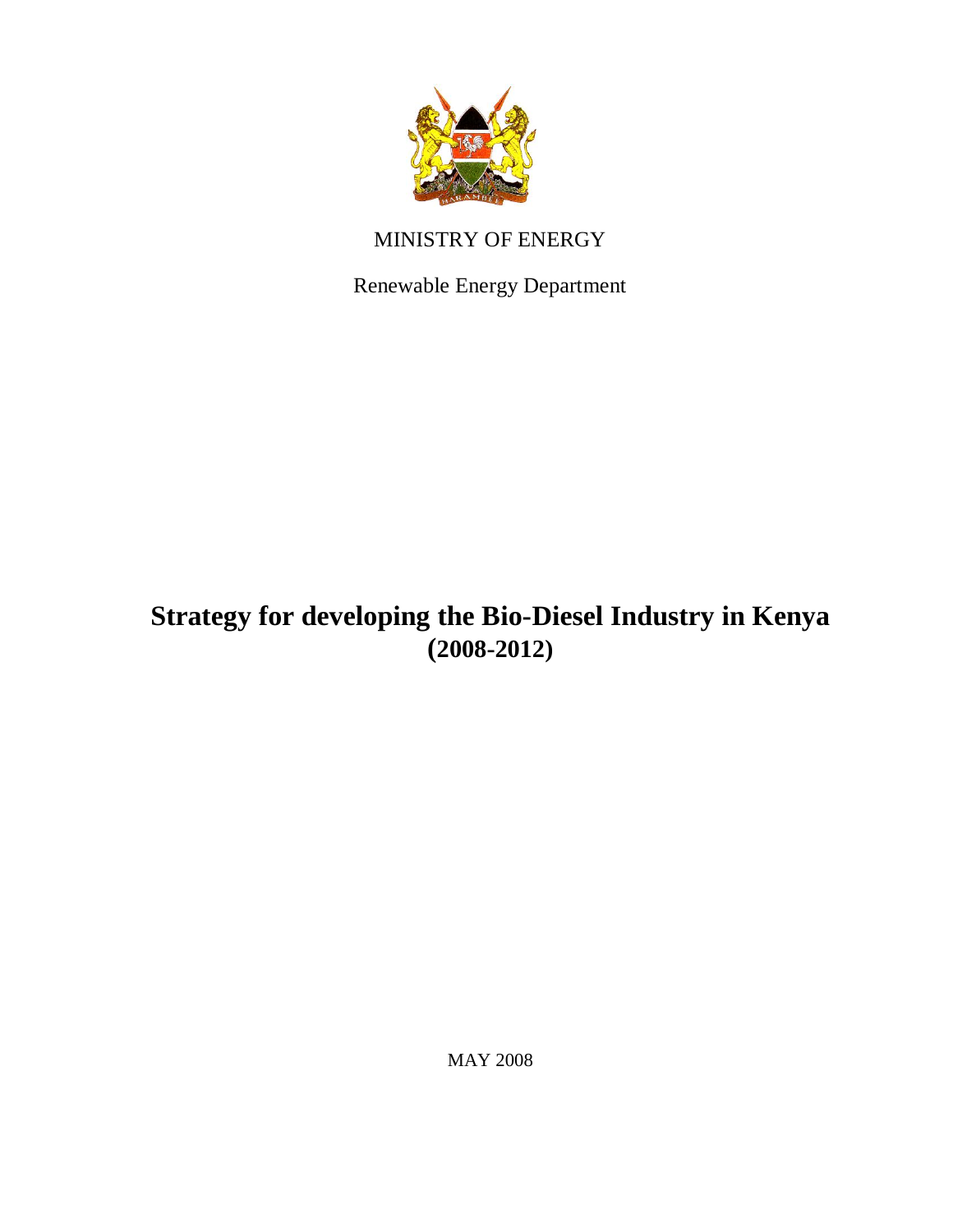MINISTRY OF ENERGY

Renewable Energy Department

# Strategy for developing the Bio-Diesel Industry in Kenya (2008-2012)

MAY 2008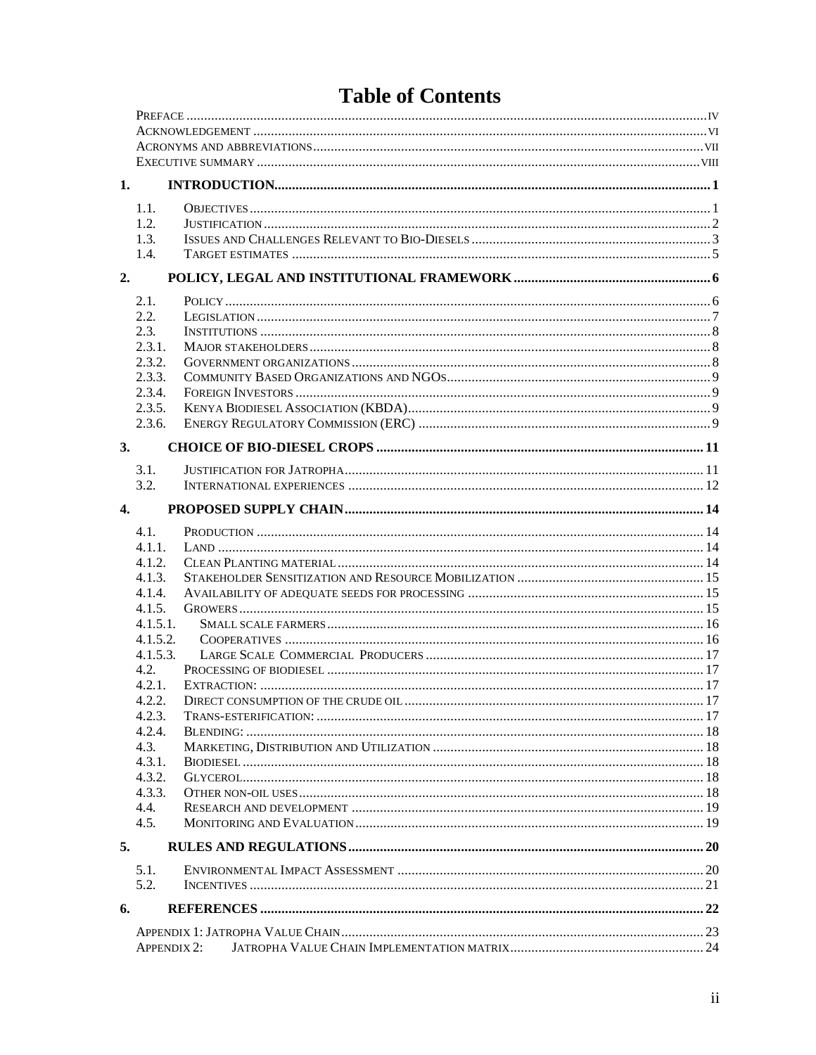# Table of Contents

PREFACE ..... IV
ACKNOWLEDGEMENT ..... VI
ACRONYMS AND ABBREVIATIONS ..... VII
EXECUTIVE SUMMARY ..... VIII

**1. INTRODUCTION ..... 1**

1.1. OBJECTIVES ..... 1
1.2. JUSTIFICATION ..... 2
1.3. ISSUES AND CHALLENGES RELEVANT TO BIO-DIESELS ..... 3
1.4. TARGET ESTIMATES ..... 5

**2. POLICY, LEGAL AND INSTITUTIONAL FRAMEWORK ..... 6**

2.1. POLICY ..... 6
2.2. LEGISLATION ..... 7
2.3. INSTITUTIONS ..... 8
2.3.1. MAJOR STAKEHOLDERS ..... 8
2.3.2. GOVERNMENT ORGANIZATIONS ..... 8
2.3.3. COMMUNITY BASED ORGANIZATIONS AND NGOS ..... 9
2.3.4. FOREIGN INVESTORS ..... 9
2.3.5. KENYA BIODIESEL ASSOCIATION (KBDA) ..... 9
2.3.6. ENERGY REGULATORY COMMISSION (ERC) ..... 9

**3. CHOICE OF BIO-DIESEL CROPS ..... 11**

3.1. JUSTIFICATION FOR JATROPHA ..... 11
3.2. INTERNATIONAL EXPERIENCES ..... 12

**4. PROPOSED SUPPLY CHAIN ..... 14**

4.1. PRODUCTION ..... 14
4.1.1. LAND ..... 14
4.1.2. CLEAN PLANTING MATERIAL ..... 14
4.1.3. STAKEHOLDER SENSITIZATION AND RESOURCE MOBILIZATION ..... 15
4.1.4. AVAILABILITY OF ADEQUATE SEEDS FOR PROCESSING ..... 15
4.1.5. GROWERS ..... 15
4.1.5.1. SMALL SCALE FARMERS ..... 16
4.1.5.2. COOPERATIVES ..... 16
4.1.5.3. LARGE SCALE COMMERCIAL PRODUCERS ..... 17
4.2. PROCESSING OF BIODIESEL ..... 17
4.2.1. EXTRACTION: ..... 17
4.2.2. DIRECT CONSUMPTION OF THE CRUDE OIL ..... 17
4.2.3. TRANS-ESTERIFICATION: ..... 17
4.2.4. BLENDING: ..... 18
4.3. MARKETING, DISTRIBUTION AND UTILIZATION ..... 18
4.3.1. BIODIESEL ..... 18
4.3.2. GLYCEROL ..... 18
4.3.3. OTHER NON-OIL USES ..... 18
4.4. RESEARCH AND DEVELOPMENT ..... 19
4.5. MONITORING AND EVALUATION ..... 19

**5. RULES AND REGULATIONS ..... 20**

5.1. ENVIRONMENTAL IMPACT ASSESSMENT ..... 20
5.2. INCENTIVES ..... 21

**6. REFERENCES ..... 22**

APPENDIX 1: JATROPHA VALUE CHAIN ..... 23
APPENDIX 2: JATROPHA VALUE CHAIN IMPLEMENTATION MATRIX ..... 24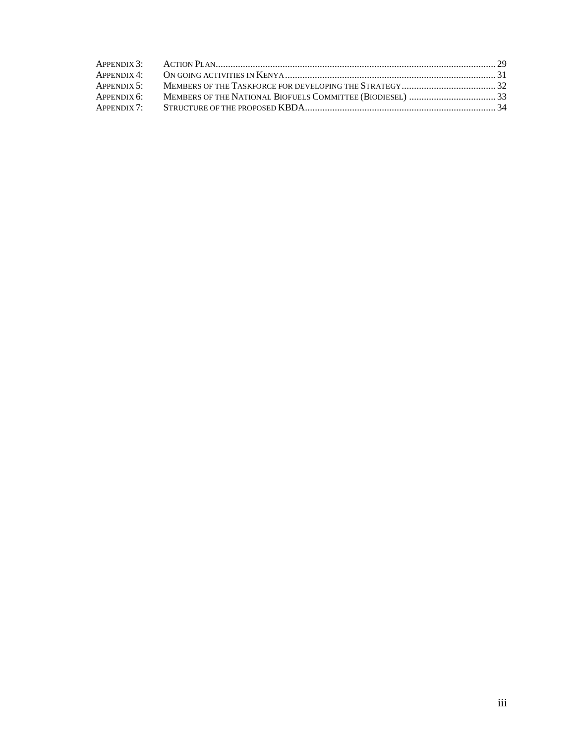APPENDIX 3: ACTION PLAN........................................................................................................... 29
APPENDIX 4: ON GOING ACTIVITIES IN KENYA.................................................................................. 31
APPENDIX 5: MEMBERS OF THE TASKFORCE FOR DEVELOPING THE STRATEGY.................................... 32
APPENDIX 6: MEMBERS OF THE NATIONAL BIOFUELS COMMITTEE (BIODIESEL) ................................. 33
APPENDIX 7: STRUCTURE OF THE PROPOSED KBDA........................................................................... 34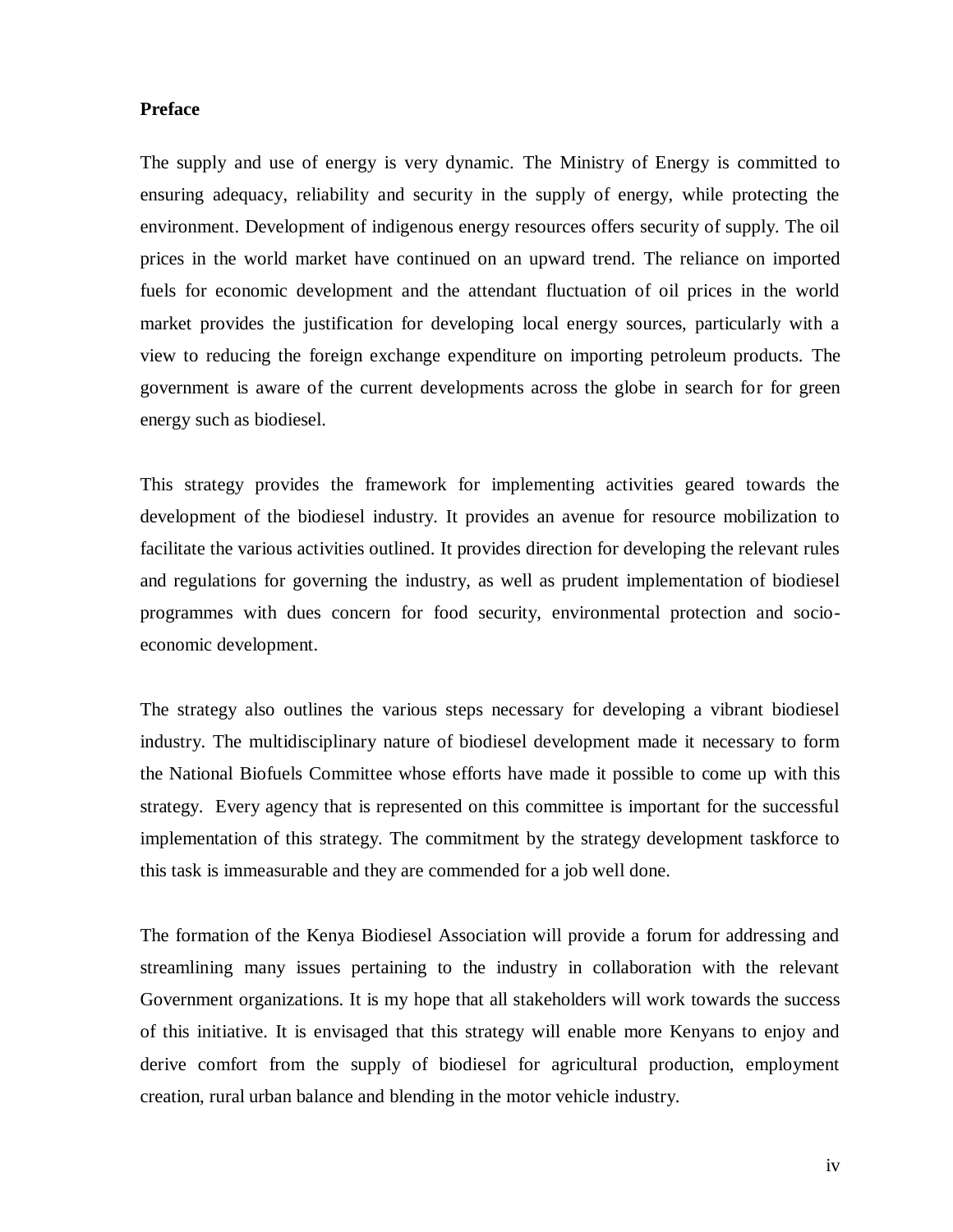## Preface

The supply and use of energy is very dynamic. The Ministry of Energy is committed to ensuring adequacy, reliability and security in the supply of energy, while protecting the environment. Development of indigenous energy resources offers security of supply. The oil prices in the world market have continued on an upward trend. The reliance on imported fuels for economic development and the attendant fluctuation of oil prices in the world market provides the justification for developing local energy sources, particularly with a view to reducing the foreign exchange expenditure on importing petroleum products. The government is aware of the current developments across the globe in search for for green energy such as biodiesel.

This strategy provides the framework for implementing activities geared towards the development of the biodiesel industry. It provides an avenue for resource mobilization to facilitate the various activities outlined. It provides direction for developing the relevant rules and regulations for governing the industry, as well as prudent implementation of biodiesel programmes with dues concern for food security, environmental protection and socio-economic development.

The strategy also outlines the various steps necessary for developing a vibrant biodiesel industry. The multidisciplinary nature of biodiesel development made it necessary to form the National Biofuels Committee whose efforts have made it possible to come up with this strategy. Every agency that is represented on this committee is important for the successful implementation of this strategy. The commitment by the strategy development taskforce to this task is immeasurable and they are commended for a job well done.

The formation of the Kenya Biodiesel Association will provide a forum for addressing and streamlining many issues pertaining to the industry in collaboration with the relevant Government organizations. It is my hope that all stakeholders will work towards the success of this initiative. It is envisaged that this strategy will enable more Kenyans to enjoy and derive comfort from the supply of biodiesel for agricultural production, employment creation, rural urban balance and blending in the motor vehicle industry.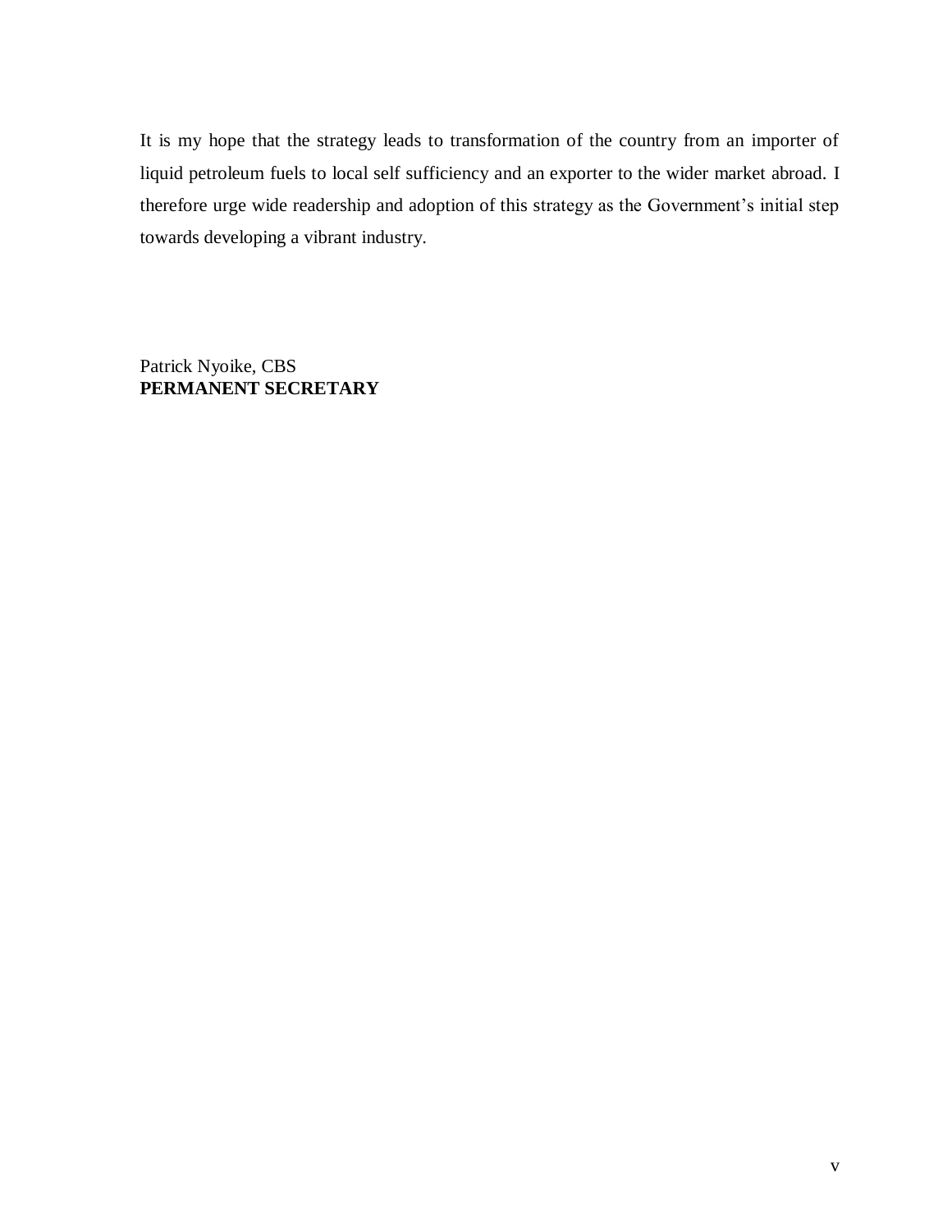It is my hope that the strategy leads to transformation of the country from an importer of liquid petroleum fuels to local self sufficiency and an exporter to the wider market abroad. I therefore urge wide readership and adoption of this strategy as the Government's initial step towards developing a vibrant industry.

Patrick Nyoike, CBS
**PERMANENT SECRETARY**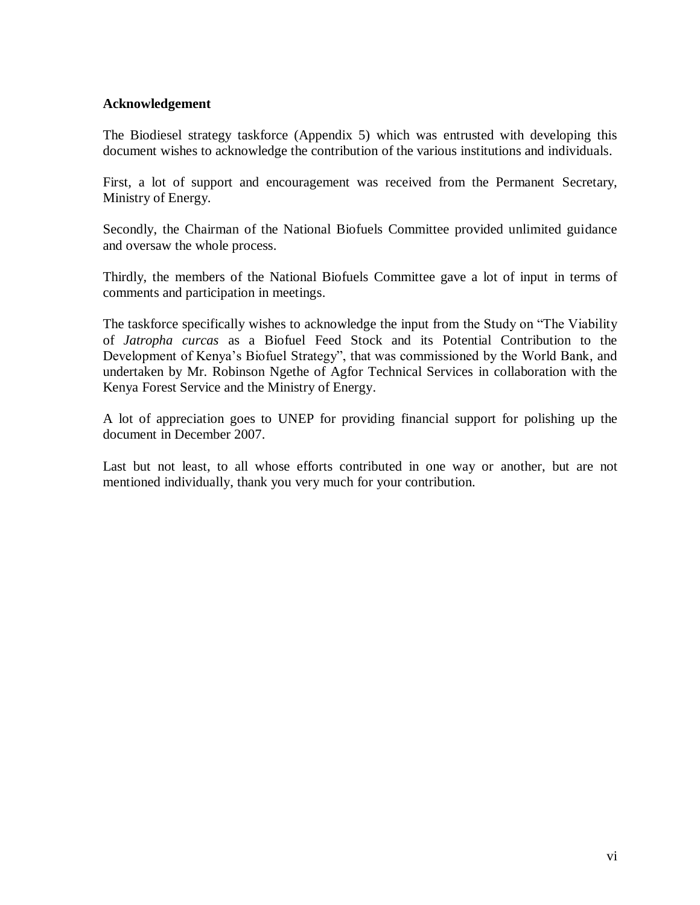## Acknowledgement

The Biodiesel strategy taskforce (Appendix 5) which was entrusted with developing this document wishes to acknowledge the contribution of the various institutions and individuals.

First, a lot of support and encouragement was received from the Permanent Secretary, Ministry of Energy.

Secondly, the Chairman of the National Biofuels Committee provided unlimited guidance and oversaw the whole process.

Thirdly, the members of the National Biofuels Committee gave a lot of input in terms of comments and participation in meetings.

The taskforce specifically wishes to acknowledge the input from the Study on "The Viability of *Jatropha curcas* as a Biofuel Feed Stock and its Potential Contribution to the Development of Kenya's Biofuel Strategy", that was commissioned by the World Bank, and undertaken by Mr. Robinson Ngethe of Agfor Technical Services in collaboration with the Kenya Forest Service and the Ministry of Energy.

A lot of appreciation goes to UNEP for providing financial support for polishing up the document in December 2007.

Last but not least, to all whose efforts contributed in one way or another, but are not mentioned individually, thank you very much for your contribution.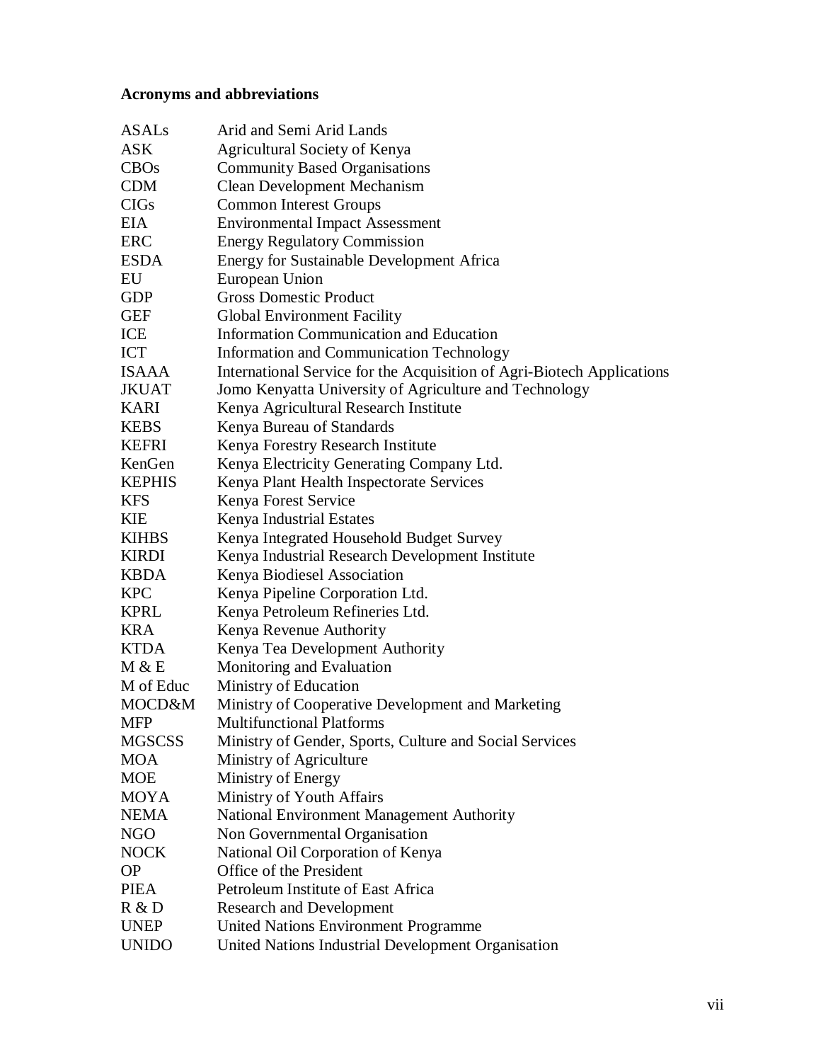**Acronyms and abbreviations**

| | |
|---|---|
| ASALs | Arid and Semi Arid Lands |
| ASK | Agricultural Society of Kenya |
| CBOs | Community Based Organisations |
| CDM | Clean Development Mechanism |
| CIGs | Common Interest Groups |
| EIA | Environmental Impact Assessment |
| ERC | Energy Regulatory Commission |
| ESDA | Energy for Sustainable Development Africa |
| EU | European Union |
| GDP | Gross Domestic Product |
| GEF | Global Environment Facility |
| ICE | Information Communication and Education |
| ICT | Information and Communication Technology |
| ISAAA | International Service for the Acquisition of Agri-Biotech Applications |
| JKUAT | Jomo Kenyatta University of Agriculture and Technology |
| KARI | Kenya Agricultural Research Institute |
| KEBS | Kenya Bureau of Standards |
| KEFRI | Kenya Forestry Research Institute |
| KenGen | Kenya Electricity Generating Company Ltd. |
| KEPHIS | Kenya Plant Health Inspectorate Services |
| KFS | Kenya Forest Service |
| KIE | Kenya Industrial Estates |
| KIHBS | Kenya Integrated Household Budget Survey |
| KIRDI | Kenya Industrial Research Development Institute |
| KBDA | Kenya Biodiesel Association |
| KPC | Kenya Pipeline Corporation Ltd. |
| KPRL | Kenya Petroleum Refineries Ltd. |
| KRA | Kenya Revenue Authority |
| KTDA | Kenya Tea Development Authority |
| M & E | Monitoring and Evaluation |
| M of Educ | Ministry of Education |
| MOCD&M | Ministry of Cooperative Development and Marketing |
| MFP | Multifunctional Platforms |
| MGSCSS | Ministry of Gender, Sports, Culture and Social Services |
| MOA | Ministry of Agriculture |
| MOE | Ministry of Energy |
| MOYA | Ministry of Youth Affairs |
| NEMA | National Environment Management Authority |
| NGO | Non Governmental Organisation |
| NOCK | National Oil Corporation of Kenya |
| OP | Office of the President |
| PIEA | Petroleum Institute of East Africa |
| R & D | Research and Development |
| UNEP | United Nations Environment Programme |
| UNIDO | United Nations Industrial Development Organisation |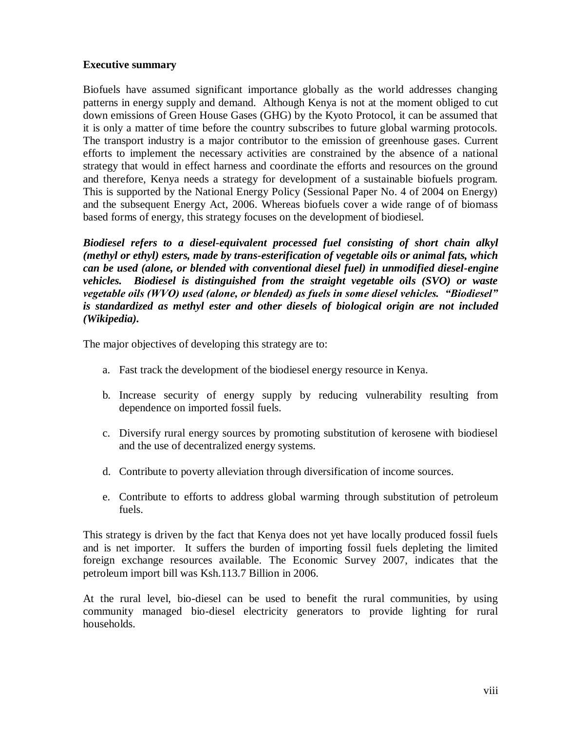**Executive summary**

Biofuels have assumed significant importance globally as the world addresses changing patterns in energy supply and demand. Although Kenya is not at the moment obliged to cut down emissions of Green House Gases (GHG) by the Kyoto Protocol, it can be assumed that it is only a matter of time before the country subscribes to future global warming protocols. The transport industry is a major contributor to the emission of greenhouse gases. Current efforts to implement the necessary activities are constrained by the absence of a national strategy that would in effect harness and coordinate the efforts and resources on the ground and therefore, Kenya needs a strategy for development of a sustainable biofuels program. This is supported by the National Energy Policy (Sessional Paper No. 4 of 2004 on Energy) and the subsequent Energy Act, 2006. Whereas biofuels cover a wide range of of biomass based forms of energy, this strategy focuses on the development of biodiesel.

***Biodiesel refers to a diesel-equivalent processed fuel consisting of short chain alkyl (methyl or ethyl) esters, made by trans-esterification of vegetable oils or animal fats, which can be used (alone, or blended with conventional diesel fuel) in unmodified diesel-engine vehicles. Biodiesel is distinguished from the straight vegetable oils (SVO) or waste vegetable oils (WVO) used (alone, or blended) as fuels in some diesel vehicles. "Biodiesel" is standardized as methyl ester and other diesels of biological origin are not included (Wikipedia).***

The major objectives of developing this strategy are to:

a. Fast track the development of the biodiesel energy resource in Kenya.

b. Increase security of energy supply by reducing vulnerability resulting from dependence on imported fossil fuels.

c. Diversify rural energy sources by promoting substitution of kerosene with biodiesel and the use of decentralized energy systems.

d. Contribute to poverty alleviation through diversification of income sources.

e. Contribute to efforts to address global warming through substitution of petroleum fuels.

This strategy is driven by the fact that Kenya does not yet have locally produced fossil fuels and is net importer. It suffers the burden of importing fossil fuels depleting the limited foreign exchange resources available. The Economic Survey 2007, indicates that the petroleum import bill was Ksh.113.7 Billion in 2006.

At the rural level, bio-diesel can be used to benefit the rural communities, by using community managed bio-diesel electricity generators to provide lighting for rural households.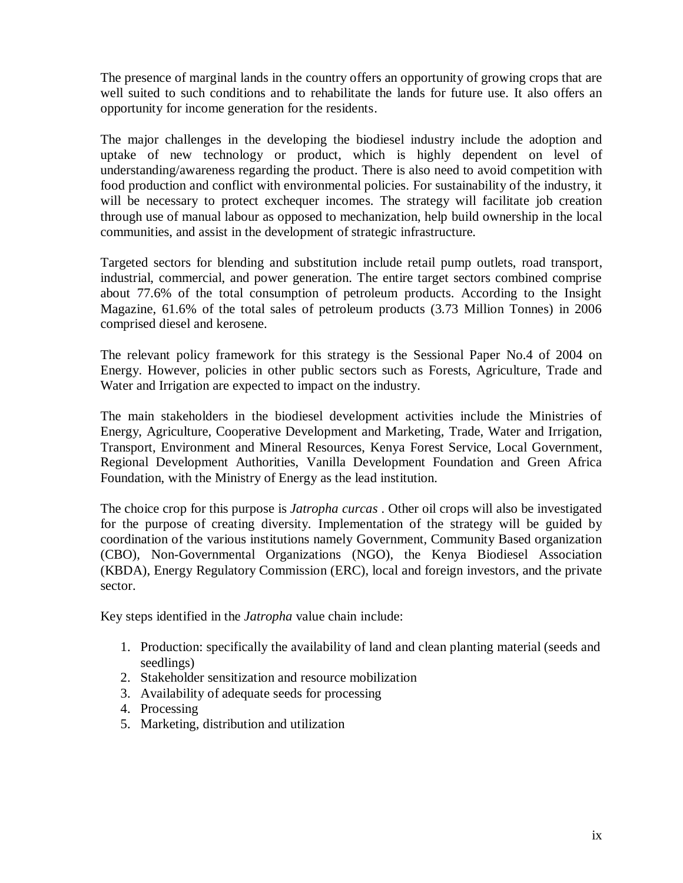The presence of marginal lands in the country offers an opportunity of growing crops that are well suited to such conditions and to rehabilitate the lands for future use. It also offers an opportunity for income generation for the residents.

The major challenges in the developing the biodiesel industry include the adoption and uptake of new technology or product, which is highly dependent on level of understanding/awareness regarding the product. There is also need to avoid competition with food production and conflict with environmental policies. For sustainability of the industry, it will be necessary to protect exchequer incomes. The strategy will facilitate job creation through use of manual labour as opposed to mechanization, help build ownership in the local communities, and assist in the development of strategic infrastructure.

Targeted sectors for blending and substitution include retail pump outlets, road transport, industrial, commercial, and power generation. The entire target sectors combined comprise about 77.6% of the total consumption of petroleum products. According to the Insight Magazine, 61.6% of the total sales of petroleum products (3.73 Million Tonnes) in 2006 comprised diesel and kerosene.

The relevant policy framework for this strategy is the Sessional Paper No.4 of 2004 on Energy. However, policies in other public sectors such as Forests, Agriculture, Trade and Water and Irrigation are expected to impact on the industry.

The main stakeholders in the biodiesel development activities include the Ministries of Energy, Agriculture, Cooperative Development and Marketing, Trade, Water and Irrigation, Transport, Environment and Mineral Resources, Kenya Forest Service, Local Government, Regional Development Authorities, Vanilla Development Foundation and Green Africa Foundation, with the Ministry of Energy as the lead institution.

The choice crop for this purpose is *Jatropha curcas* . Other oil crops will also be investigated for the purpose of creating diversity. Implementation of the strategy will be guided by coordination of the various institutions namely Government, Community Based organization (CBO), Non-Governmental Organizations (NGO), the Kenya Biodiesel Association (KBDA), Energy Regulatory Commission (ERC), local and foreign investors, and the private sector.

Key steps identified in the *Jatropha* value chain include:

1. Production: specifically the availability of land and clean planting material (seeds and seedlings)
2. Stakeholder sensitization and resource mobilization
3. Availability of adequate seeds for processing
4. Processing
5. Marketing, distribution and utilization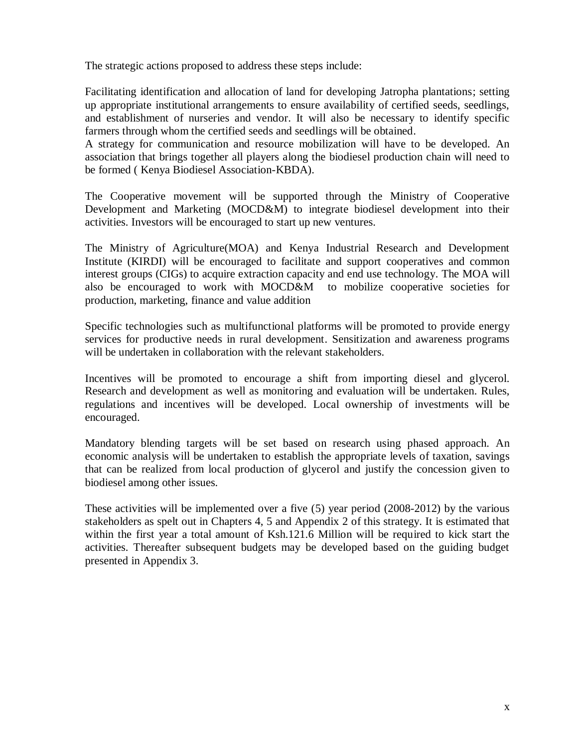The strategic actions proposed to address these steps include:

Facilitating identification and allocation of land for developing Jatropha plantations; setting up appropriate institutional arrangements to ensure availability of certified seeds, seedlings, and establishment of nurseries and vendor. It will also be necessary to identify specific farmers through whom the certified seeds and seedlings will be obtained.
A strategy for communication and resource mobilization will have to be developed. An association that brings together all players along the biodiesel production chain will need to be formed ( Kenya Biodiesel Association-KBDA).

The Cooperative movement will be supported through the Ministry of Cooperative Development and Marketing (MOCD&M) to integrate biodiesel development into their activities. Investors will be encouraged to start up new ventures.

The Ministry of Agriculture(MOA) and Kenya Industrial Research and Development Institute (KIRDI) will be encouraged to facilitate and support cooperatives and common interest groups (CIGs) to acquire extraction capacity and end use technology. The MOA will also be encouraged to work with MOCD&M to mobilize cooperative societies for production, marketing, finance and value addition

Specific technologies such as multifunctional platforms will be promoted to provide energy services for productive needs in rural development. Sensitization and awareness programs will be undertaken in collaboration with the relevant stakeholders.

Incentives will be promoted to encourage a shift from importing diesel and glycerol. Research and development as well as monitoring and evaluation will be undertaken. Rules, regulations and incentives will be developed. Local ownership of investments will be encouraged.

Mandatory blending targets will be set based on research using phased approach. An economic analysis will be undertaken to establish the appropriate levels of taxation, savings that can be realized from local production of glycerol and justify the concession given to biodiesel among other issues.

These activities will be implemented over a five (5) year period (2008-2012) by the various stakeholders as spelt out in Chapters 4, 5 and Appendix 2 of this strategy. It is estimated that within the first year a total amount of Ksh.121.6 Million will be required to kick start the activities. Thereafter subsequent budgets may be developed based on the guiding budget presented in Appendix 3.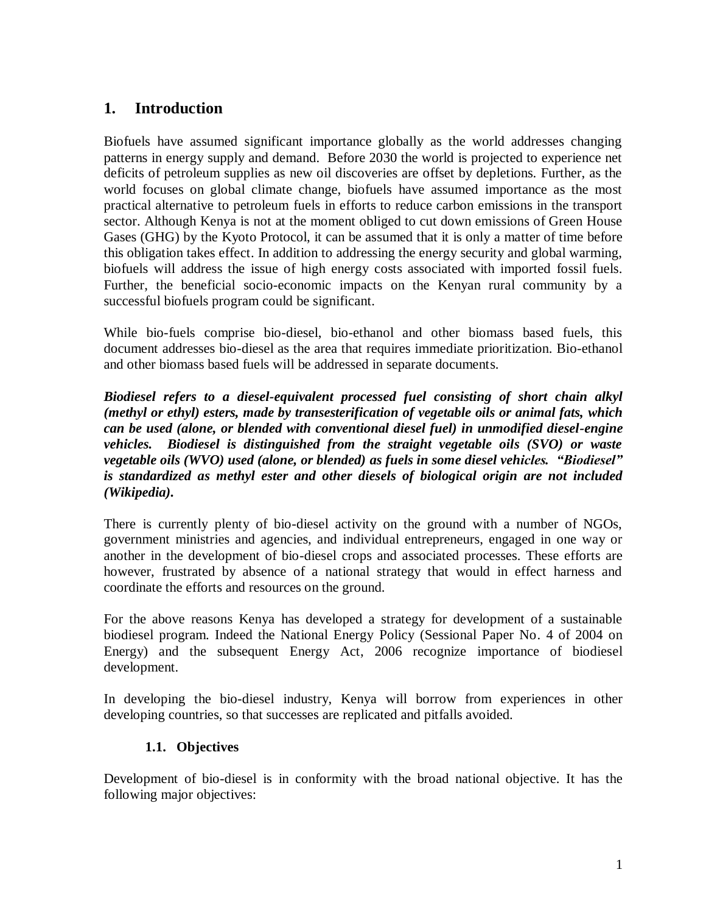# 1. Introduction

Biofuels have assumed significant importance globally as the world addresses changing patterns in energy supply and demand. Before 2030 the world is projected to experience net deficits of petroleum supplies as new oil discoveries are offset by depletions. Further, as the world focuses on global climate change, biofuels have assumed importance as the most practical alternative to petroleum fuels in efforts to reduce carbon emissions in the transport sector. Although Kenya is not at the moment obliged to cut down emissions of Green House Gases (GHG) by the Kyoto Protocol, it can be assumed that it is only a matter of time before this obligation takes effect. In addition to addressing the energy security and global warming, biofuels will address the issue of high energy costs associated with imported fossil fuels. Further, the beneficial socio-economic impacts on the Kenyan rural community by a successful biofuels program could be significant.

While bio-fuels comprise bio-diesel, bio-ethanol and other biomass based fuels, this document addresses bio-diesel as the area that requires immediate prioritization. Bio-ethanol and other biomass based fuels will be addressed in separate documents.

***Biodiesel refers to a diesel-equivalent processed fuel consisting of short chain alkyl (methyl or ethyl) esters, made by transesterification of vegetable oils or animal fats, which can be used (alone, or blended with conventional diesel fuel) in unmodified diesel-engine vehicles. Biodiesel is distinguished from the straight vegetable oils (SVO) or waste vegetable oils (WVO) used (alone, or blended) as fuels in some diesel vehicles. "Biodiesel" is standardized as methyl ester and other diesels of biological origin are not included (Wikipedia).***

There is currently plenty of bio-diesel activity on the ground with a number of NGOs, government ministries and agencies, and individual entrepreneurs, engaged in one way or another in the development of bio-diesel crops and associated processes. These efforts are however, frustrated by absence of a national strategy that would in effect harness and coordinate the efforts and resources on the ground.

For the above reasons Kenya has developed a strategy for development of a sustainable biodiesel program. Indeed the National Energy Policy (Sessional Paper No. 4 of 2004 on Energy) and the subsequent Energy Act, 2006 recognize importance of biodiesel development.

In developing the bio-diesel industry, Kenya will borrow from experiences in other developing countries, so that successes are replicated and pitfalls avoided.

## 1.1. Objectives

Development of bio-diesel is in conformity with the broad national objective. It has the following major objectives: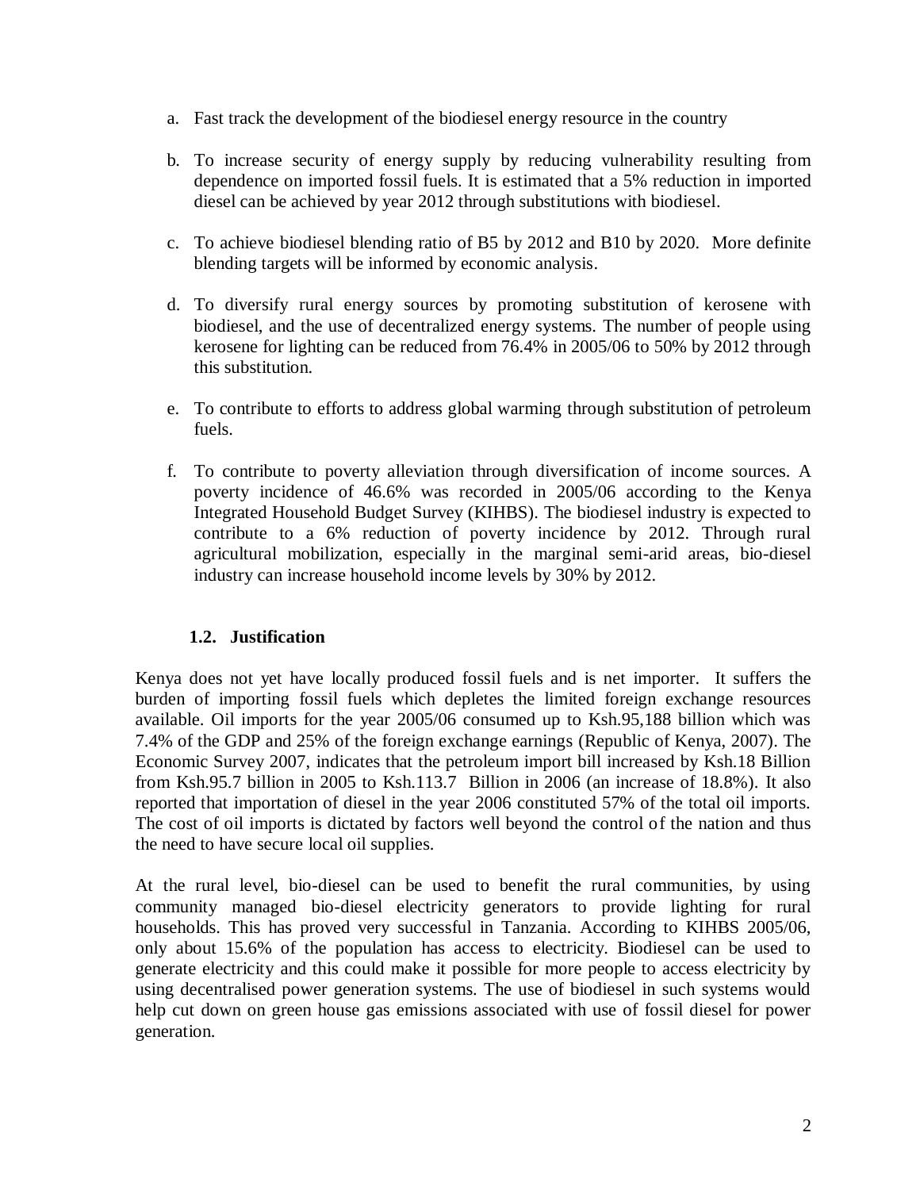a. Fast track the development of the biodiesel energy resource in the country

b. To increase security of energy supply by reducing vulnerability resulting from dependence on imported fossil fuels. It is estimated that a 5% reduction in imported diesel can be achieved by year 2012 through substitutions with biodiesel.

c. To achieve biodiesel blending ratio of B5 by 2012 and B10 by 2020. More definite blending targets will be informed by economic analysis.

d. To diversify rural energy sources by promoting substitution of kerosene with biodiesel, and the use of decentralized energy systems. The number of people using kerosene for lighting can be reduced from 76.4% in 2005/06 to 50% by 2012 through this substitution.

e. To contribute to efforts to address global warming through substitution of petroleum fuels.

f. To contribute to poverty alleviation through diversification of income sources. A poverty incidence of 46.6% was recorded in 2005/06 according to the Kenya Integrated Household Budget Survey (KIHBS). The biodiesel industry is expected to contribute to a 6% reduction of poverty incidence by 2012. Through rural agricultural mobilization, especially in the marginal semi-arid areas, bio-diesel industry can increase household income levels by 30% by 2012.

### 1.2. Justification

Kenya does not yet have locally produced fossil fuels and is net importer. It suffers the burden of importing fossil fuels which depletes the limited foreign exchange resources available. Oil imports for the year 2005/06 consumed up to Ksh.95,188 billion which was 7.4% of the GDP and 25% of the foreign exchange earnings (Republic of Kenya, 2007). The Economic Survey 2007, indicates that the petroleum import bill increased by Ksh.18 Billion from Ksh.95.7 billion in 2005 to Ksh.113.7 Billion in 2006 (an increase of 18.8%). It also reported that importation of diesel in the year 2006 constituted 57% of the total oil imports. The cost of oil imports is dictated by factors well beyond the control of the nation and thus the need to have secure local oil supplies.

At the rural level, bio-diesel can be used to benefit the rural communities, by using community managed bio-diesel electricity generators to provide lighting for rural households. This has proved very successful in Tanzania. According to KIHBS 2005/06, only about 15.6% of the population has access to electricity. Biodiesel can be used to generate electricity and this could make it possible for more people to access electricity by using decentralised power generation systems. The use of biodiesel in such systems would help cut down on green house gas emissions associated with use of fossil diesel for power generation.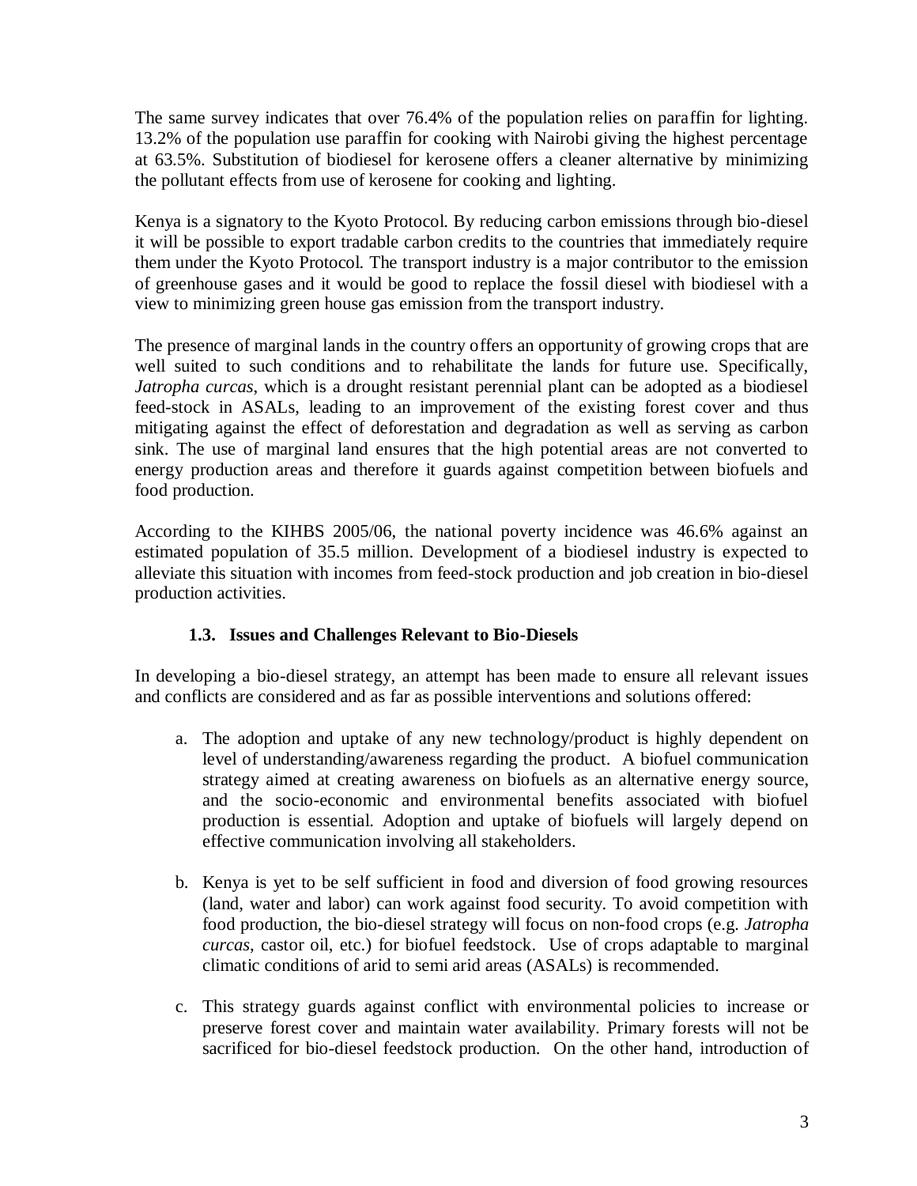The same survey indicates that over 76.4% of the population relies on paraffin for lighting. 13.2% of the population use paraffin for cooking with Nairobi giving the highest percentage at 63.5%. Substitution of biodiesel for kerosene offers a cleaner alternative by minimizing the pollutant effects from use of kerosene for cooking and lighting.

Kenya is a signatory to the Kyoto Protocol. By reducing carbon emissions through bio-diesel it will be possible to export tradable carbon credits to the countries that immediately require them under the Kyoto Protocol. The transport industry is a major contributor to the emission of greenhouse gases and it would be good to replace the fossil diesel with biodiesel with a view to minimizing green house gas emission from the transport industry.

The presence of marginal lands in the country offers an opportunity of growing crops that are well suited to such conditions and to rehabilitate the lands for future use. Specifically, *Jatropha curcas*, which is a drought resistant perennial plant can be adopted as a biodiesel feed-stock in ASALs, leading to an improvement of the existing forest cover and thus mitigating against the effect of deforestation and degradation as well as serving as carbon sink. The use of marginal land ensures that the high potential areas are not converted to energy production areas and therefore it guards against competition between biofuels and food production.

According to the KIHBS 2005/06, the national poverty incidence was 46.6% against an estimated population of 35.5 million. Development of a biodiesel industry is expected to alleviate this situation with incomes from feed-stock production and job creation in bio-diesel production activities.

### 1.3. Issues and Challenges Relevant to Bio-Diesels

In developing a bio-diesel strategy, an attempt has been made to ensure all relevant issues and conflicts are considered and as far as possible interventions and solutions offered:

a. The adoption and uptake of any new technology/product is highly dependent on level of understanding/awareness regarding the product. A biofuel communication strategy aimed at creating awareness on biofuels as an alternative energy source, and the socio-economic and environmental benefits associated with biofuel production is essential. Adoption and uptake of biofuels will largely depend on effective communication involving all stakeholders.

b. Kenya is yet to be self sufficient in food and diversion of food growing resources (land, water and labor) can work against food security. To avoid competition with food production, the bio-diesel strategy will focus on non-food crops (e.g. *Jatropha curcas*, castor oil, etc.) for biofuel feedstock. Use of crops adaptable to marginal climatic conditions of arid to semi arid areas (ASALs) is recommended.

c. This strategy guards against conflict with environmental policies to increase or preserve forest cover and maintain water availability. Primary forests will not be sacrificed for bio-diesel feedstock production. On the other hand, introduction of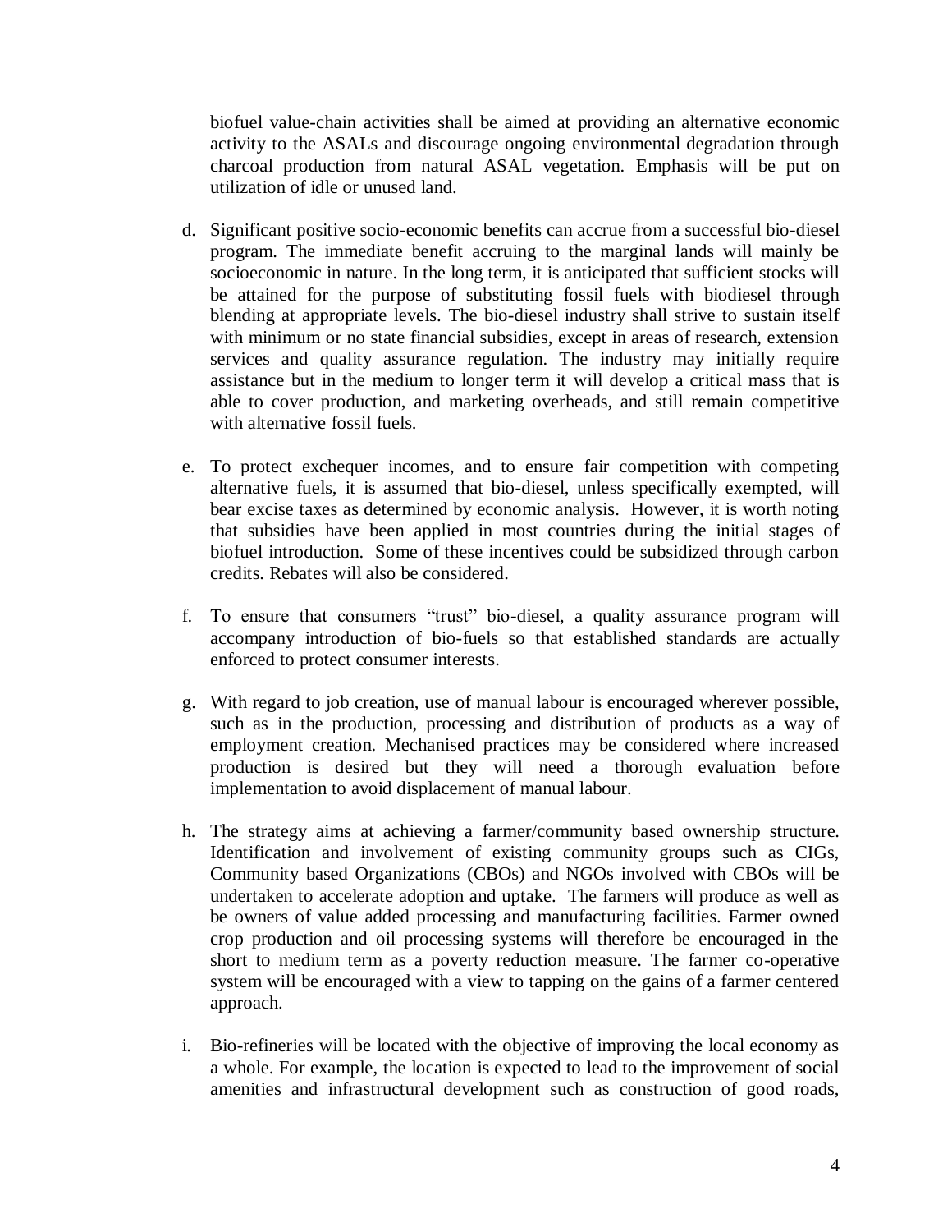biofuel value-chain activities shall be aimed at providing an alternative economic activity to the ASALs and discourage ongoing environmental degradation through charcoal production from natural ASAL vegetation. Emphasis will be put on utilization of idle or unused land.

d. Significant positive socio-economic benefits can accrue from a successful bio-diesel program. The immediate benefit accruing to the marginal lands will mainly be socioeconomic in nature. In the long term, it is anticipated that sufficient stocks will be attained for the purpose of substituting fossil fuels with biodiesel through blending at appropriate levels. The bio-diesel industry shall strive to sustain itself with minimum or no state financial subsidies, except in areas of research, extension services and quality assurance regulation. The industry may initially require assistance but in the medium to longer term it will develop a critical mass that is able to cover production, and marketing overheads, and still remain competitive with alternative fossil fuels.

e. To protect exchequer incomes, and to ensure fair competition with competing alternative fuels, it is assumed that bio-diesel, unless specifically exempted, will bear excise taxes as determined by economic analysis. However, it is worth noting that subsidies have been applied in most countries during the initial stages of biofuel introduction. Some of these incentives could be subsidized through carbon credits. Rebates will also be considered.

f. To ensure that consumers "trust" bio-diesel, a quality assurance program will accompany introduction of bio-fuels so that established standards are actually enforced to protect consumer interests.

g. With regard to job creation, use of manual labour is encouraged wherever possible, such as in the production, processing and distribution of products as a way of employment creation. Mechanised practices may be considered where increased production is desired but they will need a thorough evaluation before implementation to avoid displacement of manual labour.

h. The strategy aims at achieving a farmer/community based ownership structure. Identification and involvement of existing community groups such as CIGs, Community based Organizations (CBOs) and NGOs involved with CBOs will be undertaken to accelerate adoption and uptake. The farmers will produce as well as be owners of value added processing and manufacturing facilities. Farmer owned crop production and oil processing systems will therefore be encouraged in the short to medium term as a poverty reduction measure. The farmer co-operative system will be encouraged with a view to tapping on the gains of a farmer centered approach.

i. Bio-refineries will be located with the objective of improving the local economy as a whole. For example, the location is expected to lead to the improvement of social amenities and infrastructural development such as construction of good roads,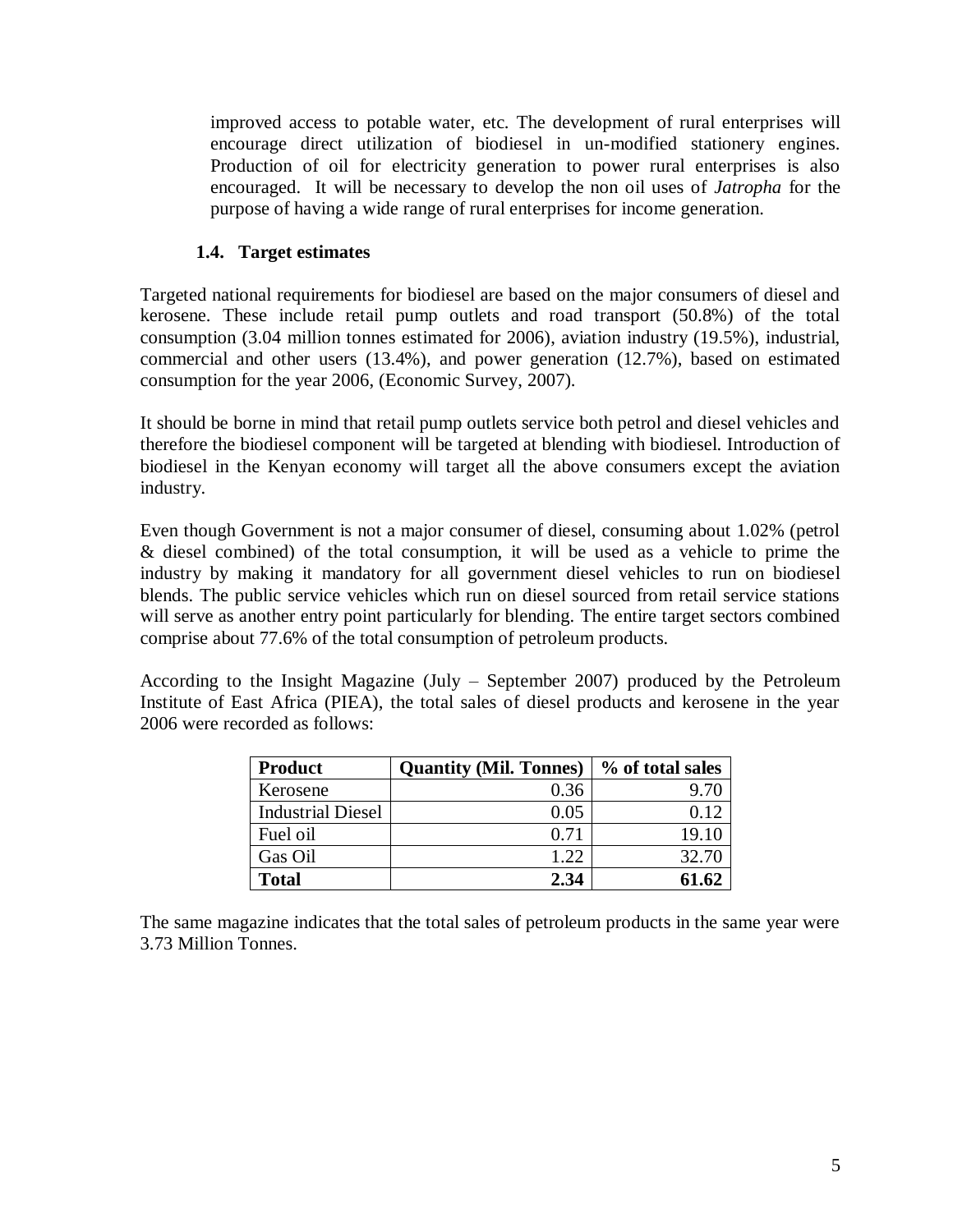improved access to potable water, etc. The development of rural enterprises will encourage direct utilization of biodiesel in un-modified stationery engines. Production of oil for electricity generation to power rural enterprises is also encouraged. It will be necessary to develop the non oil uses of *Jatropha* for the purpose of having a wide range of rural enterprises for income generation.

### 1.4. Target estimates

Targeted national requirements for biodiesel are based on the major consumers of diesel and kerosene. These include retail pump outlets and road transport (50.8%) of the total consumption (3.04 million tonnes estimated for 2006), aviation industry (19.5%), industrial, commercial and other users (13.4%), and power generation (12.7%), based on estimated consumption for the year 2006, (Economic Survey, 2007).

It should be borne in mind that retail pump outlets service both petrol and diesel vehicles and therefore the biodiesel component will be targeted at blending with biodiesel. Introduction of biodiesel in the Kenyan economy will target all the above consumers except the aviation industry.

Even though Government is not a major consumer of diesel, consuming about 1.02% (petrol & diesel combined) of the total consumption, it will be used as a vehicle to prime the industry by making it mandatory for all government diesel vehicles to run on biodiesel blends. The public service vehicles which run on diesel sourced from retail service stations will serve as another entry point particularly for blending. The entire target sectors combined comprise about 77.6% of the total consumption of petroleum products.

According to the Insight Magazine (July – September 2007) produced by the Petroleum Institute of East Africa (PIEA), the total sales of diesel products and kerosene in the year 2006 were recorded as follows:

| **Product** | **Quantity (Mil. Tonnes)** | **% of total sales** |
|---|---|---|
| Kerosene | 0.36 | 9.70 |
| Industrial Diesel | 0.05 | 0.12 |
| Fuel oil | 0.71 | 19.10 |
| Gas Oil | 1.22 | 32.70 |
| **Total** | **2.34** | **61.62** |

The same magazine indicates that the total sales of petroleum products in the same year were 3.73 Million Tonnes.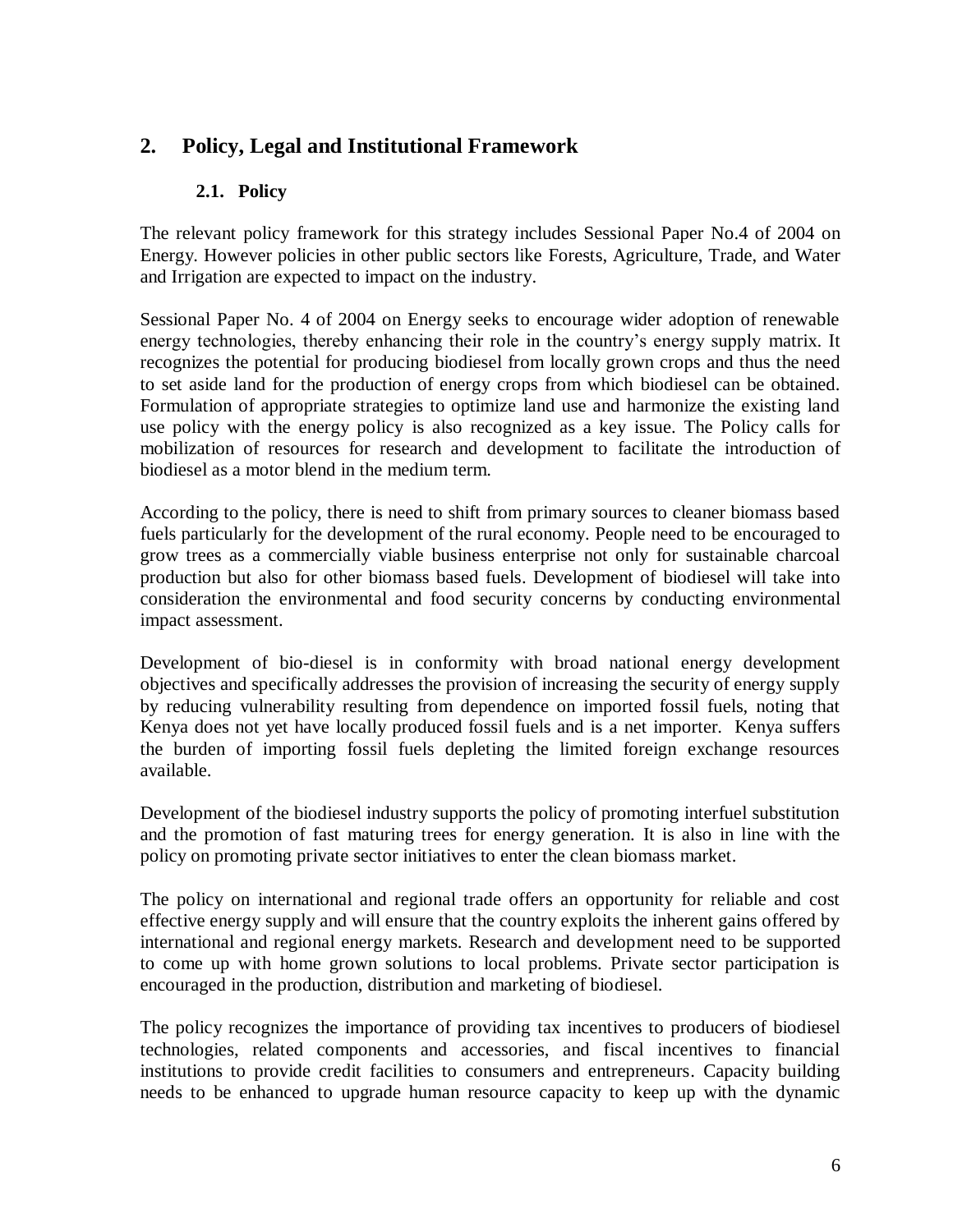## 2. Policy, Legal and Institutional Framework

### 2.1. Policy

The relevant policy framework for this strategy includes Sessional Paper No.4 of 2004 on Energy. However policies in other public sectors like Forests, Agriculture, Trade, and Water and Irrigation are expected to impact on the industry.

Sessional Paper No. 4 of 2004 on Energy seeks to encourage wider adoption of renewable energy technologies, thereby enhancing their role in the country's energy supply matrix. It recognizes the potential for producing biodiesel from locally grown crops and thus the need to set aside land for the production of energy crops from which biodiesel can be obtained. Formulation of appropriate strategies to optimize land use and harmonize the existing land use policy with the energy policy is also recognized as a key issue. The Policy calls for mobilization of resources for research and development to facilitate the introduction of biodiesel as a motor blend in the medium term.

According to the policy, there is need to shift from primary sources to cleaner biomass based fuels particularly for the development of the rural economy. People need to be encouraged to grow trees as a commercially viable business enterprise not only for sustainable charcoal production but also for other biomass based fuels. Development of biodiesel will take into consideration the environmental and food security concerns by conducting environmental impact assessment.

Development of bio-diesel is in conformity with broad national energy development objectives and specifically addresses the provision of increasing the security of energy supply by reducing vulnerability resulting from dependence on imported fossil fuels, noting that Kenya does not yet have locally produced fossil fuels and is a net importer. Kenya suffers the burden of importing fossil fuels depleting the limited foreign exchange resources available.

Development of the biodiesel industry supports the policy of promoting interfuel substitution and the promotion of fast maturing trees for energy generation. It is also in line with the policy on promoting private sector initiatives to enter the clean biomass market.

The policy on international and regional trade offers an opportunity for reliable and cost effective energy supply and will ensure that the country exploits the inherent gains offered by international and regional energy markets. Research and development need to be supported to come up with home grown solutions to local problems. Private sector participation is encouraged in the production, distribution and marketing of biodiesel.

The policy recognizes the importance of providing tax incentives to producers of biodiesel technologies, related components and accessories, and fiscal incentives to financial institutions to provide credit facilities to consumers and entrepreneurs. Capacity building needs to be enhanced to upgrade human resource capacity to keep up with the dynamic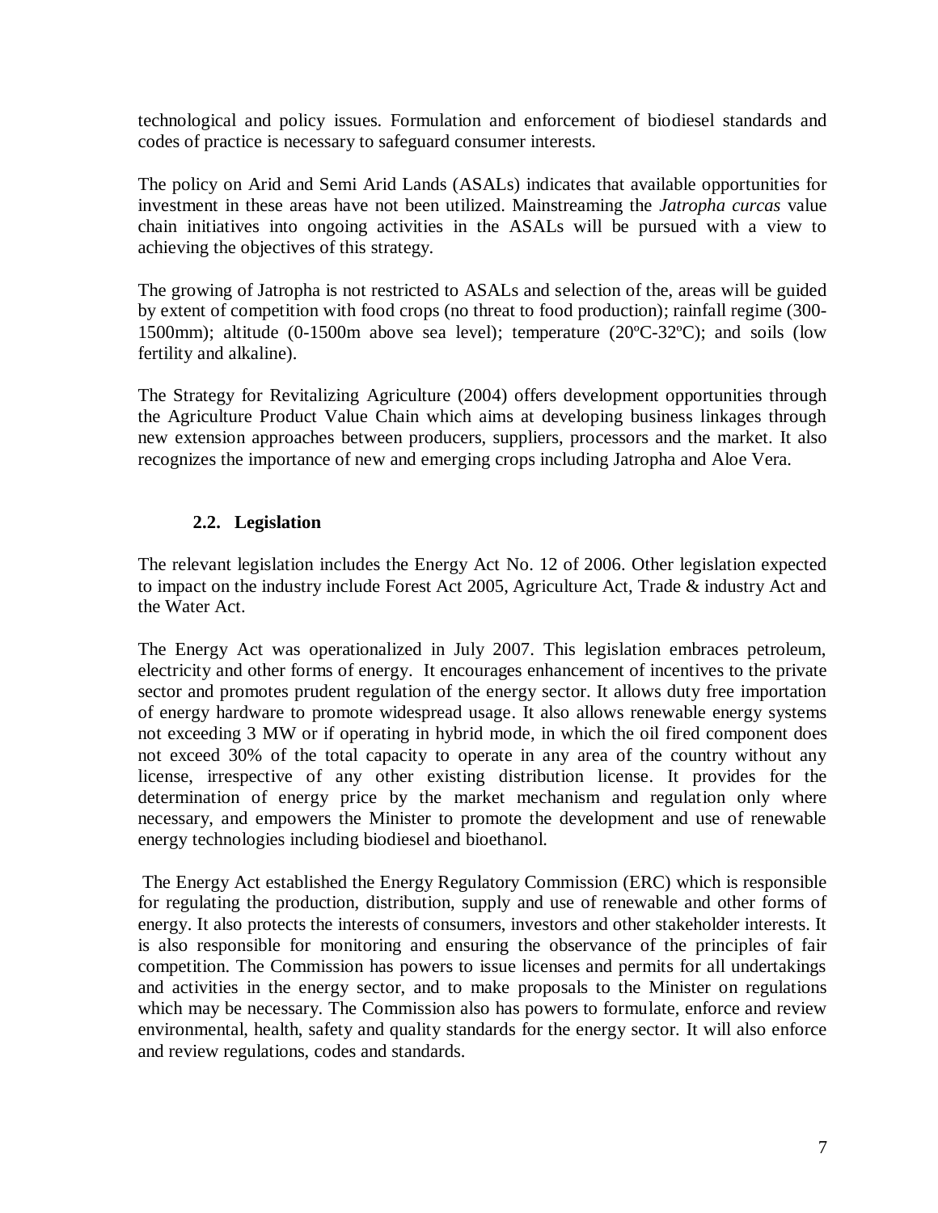technological and policy issues. Formulation and enforcement of biodiesel standards and codes of practice is necessary to safeguard consumer interests.

The policy on Arid and Semi Arid Lands (ASALs) indicates that available opportunities for investment in these areas have not been utilized. Mainstreaming the *Jatropha curcas* value chain initiatives into ongoing activities in the ASALs will be pursued with a view to achieving the objectives of this strategy.

The growing of Jatropha is not restricted to ASALs and selection of the, areas will be guided by extent of competition with food crops (no threat to food production); rainfall regime (300-1500mm); altitude (0-1500m above sea level); temperature (20ºC-32ºC); and soils (low fertility and alkaline).

The Strategy for Revitalizing Agriculture (2004) offers development opportunities through the Agriculture Product Value Chain which aims at developing business linkages through new extension approaches between producers, suppliers, processors and the market. It also recognizes the importance of new and emerging crops including Jatropha and Aloe Vera.

## 2.2. Legislation

The relevant legislation includes the Energy Act No. 12 of 2006. Other legislation expected to impact on the industry include Forest Act 2005, Agriculture Act, Trade & industry Act and the Water Act.

The Energy Act was operationalized in July 2007. This legislation embraces petroleum, electricity and other forms of energy. It encourages enhancement of incentives to the private sector and promotes prudent regulation of the energy sector. It allows duty free importation of energy hardware to promote widespread usage. It also allows renewable energy systems not exceeding 3 MW or if operating in hybrid mode, in which the oil fired component does not exceed 30% of the total capacity to operate in any area of the country without any license, irrespective of any other existing distribution license. It provides for the determination of energy price by the market mechanism and regulation only where necessary, and empowers the Minister to promote the development and use of renewable energy technologies including biodiesel and bioethanol.

The Energy Act established the Energy Regulatory Commission (ERC) which is responsible for regulating the production, distribution, supply and use of renewable and other forms of energy. It also protects the interests of consumers, investors and other stakeholder interests. It is also responsible for monitoring and ensuring the observance of the principles of fair competition. The Commission has powers to issue licenses and permits for all undertakings and activities in the energy sector, and to make proposals to the Minister on regulations which may be necessary. The Commission also has powers to formulate, enforce and review environmental, health, safety and quality standards for the energy sector. It will also enforce and review regulations, codes and standards.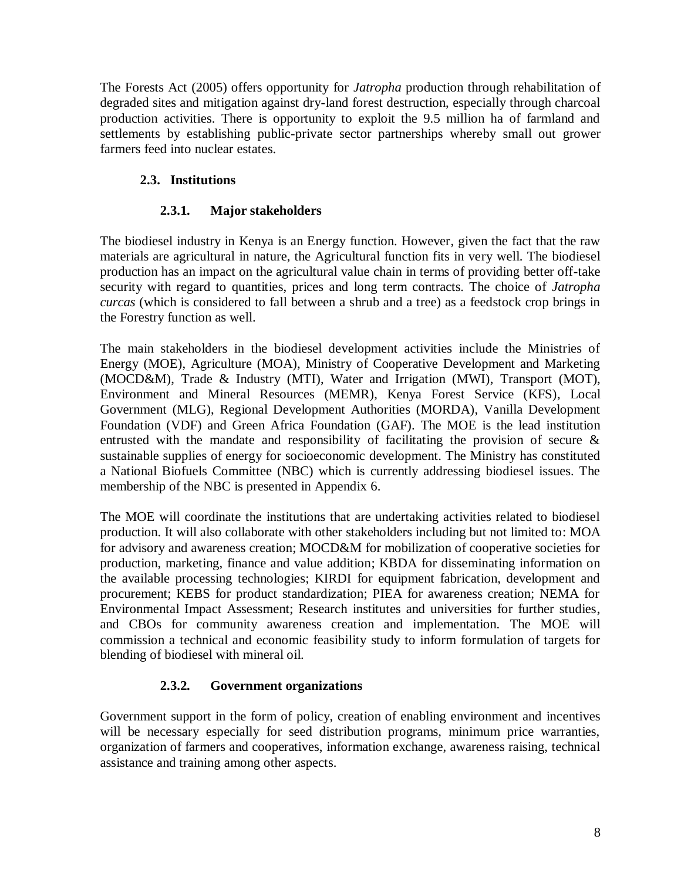The Forests Act (2005) offers opportunity for *Jatropha* production through rehabilitation of degraded sites and mitigation against dry-land forest destruction, especially through charcoal production activities. There is opportunity to exploit the 9.5 million ha of farmland and settlements by establishing public-private sector partnerships whereby small out grower farmers feed into nuclear estates.

## 2.3. Institutions

### 2.3.1. Major stakeholders

The biodiesel industry in Kenya is an Energy function. However, given the fact that the raw materials are agricultural in nature, the Agricultural function fits in very well. The biodiesel production has an impact on the agricultural value chain in terms of providing better off-take security with regard to quantities, prices and long term contracts. The choice of *Jatropha curcas* (which is considered to fall between a shrub and a tree) as a feedstock crop brings in the Forestry function as well.

The main stakeholders in the biodiesel development activities include the Ministries of Energy (MOE), Agriculture (MOA), Ministry of Cooperative Development and Marketing (MOCD&M), Trade & Industry (MTI), Water and Irrigation (MWI), Transport (MOT), Environment and Mineral Resources (MEMR), Kenya Forest Service (KFS), Local Government (MLG), Regional Development Authorities (MORDA), Vanilla Development Foundation (VDF) and Green Africa Foundation (GAF). The MOE is the lead institution entrusted with the mandate and responsibility of facilitating the provision of secure & sustainable supplies of energy for socioeconomic development. The Ministry has constituted a National Biofuels Committee (NBC) which is currently addressing biodiesel issues. The membership of the NBC is presented in Appendix 6.

The MOE will coordinate the institutions that are undertaking activities related to biodiesel production. It will also collaborate with other stakeholders including but not limited to: MOA for advisory and awareness creation; MOCD&M for mobilization of cooperative societies for production, marketing, finance and value addition; KBDA for disseminating information on the available processing technologies; KIRDI for equipment fabrication, development and procurement; KEBS for product standardization; PIEA for awareness creation; NEMA for Environmental Impact Assessment; Research institutes and universities for further studies, and CBOs for community awareness creation and implementation. The MOE will commission a technical and economic feasibility study to inform formulation of targets for blending of biodiesel with mineral oil.

### 2.3.2. Government organizations

Government support in the form of policy, creation of enabling environment and incentives will be necessary especially for seed distribution programs, minimum price warranties, organization of farmers and cooperatives, information exchange, awareness raising, technical assistance and training among other aspects.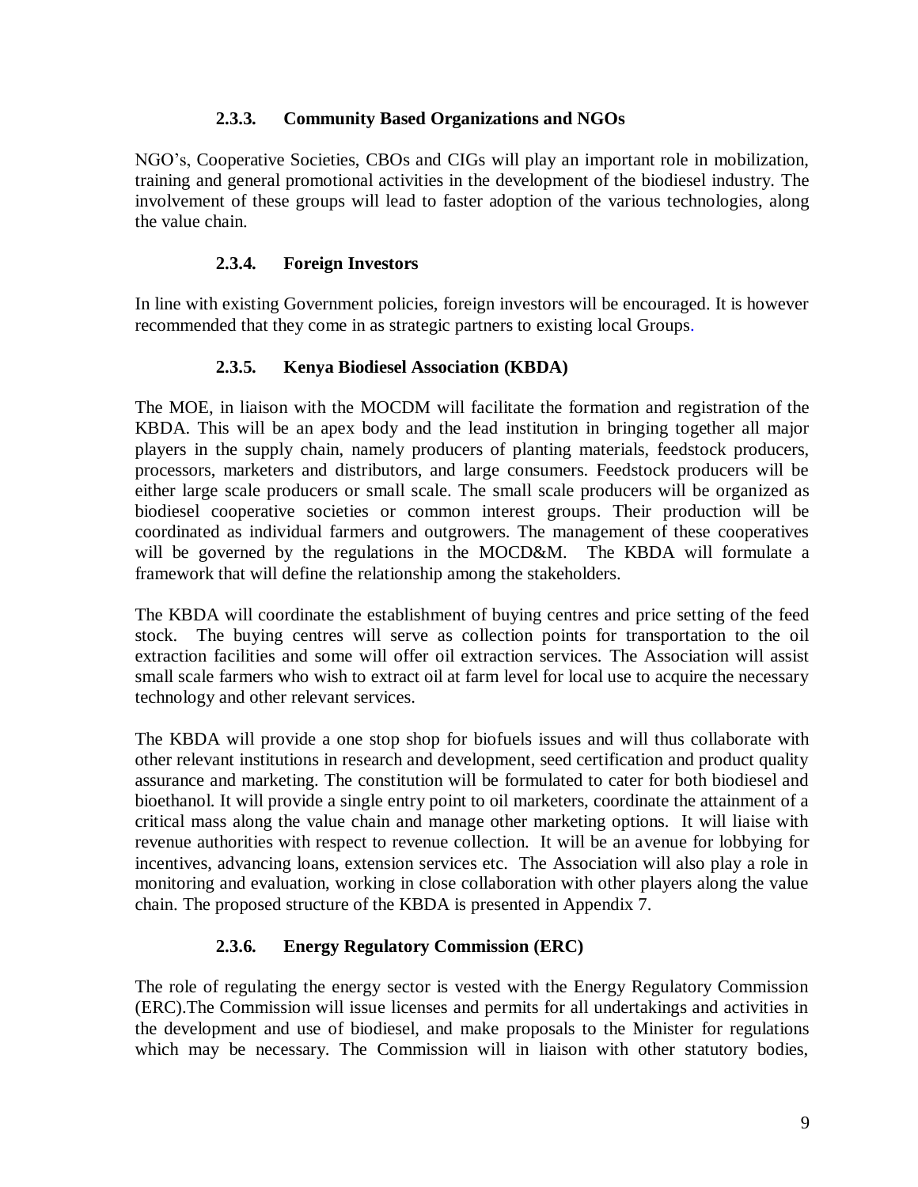### 2.3.3. Community Based Organizations and NGOs

NGO's, Cooperative Societies, CBOs and CIGs will play an important role in mobilization, training and general promotional activities in the development of the biodiesel industry. The involvement of these groups will lead to faster adoption of the various technologies, along the value chain.

### 2.3.4. Foreign Investors

In line with existing Government policies, foreign investors will be encouraged. It is however recommended that they come in as strategic partners to existing local Groups.

### 2.3.5. Kenya Biodiesel Association (KBDA)

The MOE, in liaison with the MOCDM will facilitate the formation and registration of the KBDA. This will be an apex body and the lead institution in bringing together all major players in the supply chain, namely producers of planting materials, feedstock producers, processors, marketers and distributors, and large consumers. Feedstock producers will be either large scale producers or small scale. The small scale producers will be organized as biodiesel cooperative societies or common interest groups. Their production will be coordinated as individual farmers and outgrowers. The management of these cooperatives will be governed by the regulations in the MOCD&M. The KBDA will formulate a framework that will define the relationship among the stakeholders.

The KBDA will coordinate the establishment of buying centres and price setting of the feed stock. The buying centres will serve as collection points for transportation to the oil extraction facilities and some will offer oil extraction services. The Association will assist small scale farmers who wish to extract oil at farm level for local use to acquire the necessary technology and other relevant services.

The KBDA will provide a one stop shop for biofuels issues and will thus collaborate with other relevant institutions in research and development, seed certification and product quality assurance and marketing. The constitution will be formulated to cater for both biodiesel and bioethanol. It will provide a single entry point to oil marketers, coordinate the attainment of a critical mass along the value chain and manage other marketing options. It will liaise with revenue authorities with respect to revenue collection. It will be an avenue for lobbying for incentives, advancing loans, extension services etc. The Association will also play a role in monitoring and evaluation, working in close collaboration with other players along the value chain. The proposed structure of the KBDA is presented in Appendix 7.

### 2.3.6. Energy Regulatory Commission (ERC)

The role of regulating the energy sector is vested with the Energy Regulatory Commission (ERC).The Commission will issue licenses and permits for all undertakings and activities in the development and use of biodiesel, and make proposals to the Minister for regulations which may be necessary. The Commission will in liaison with other statutory bodies,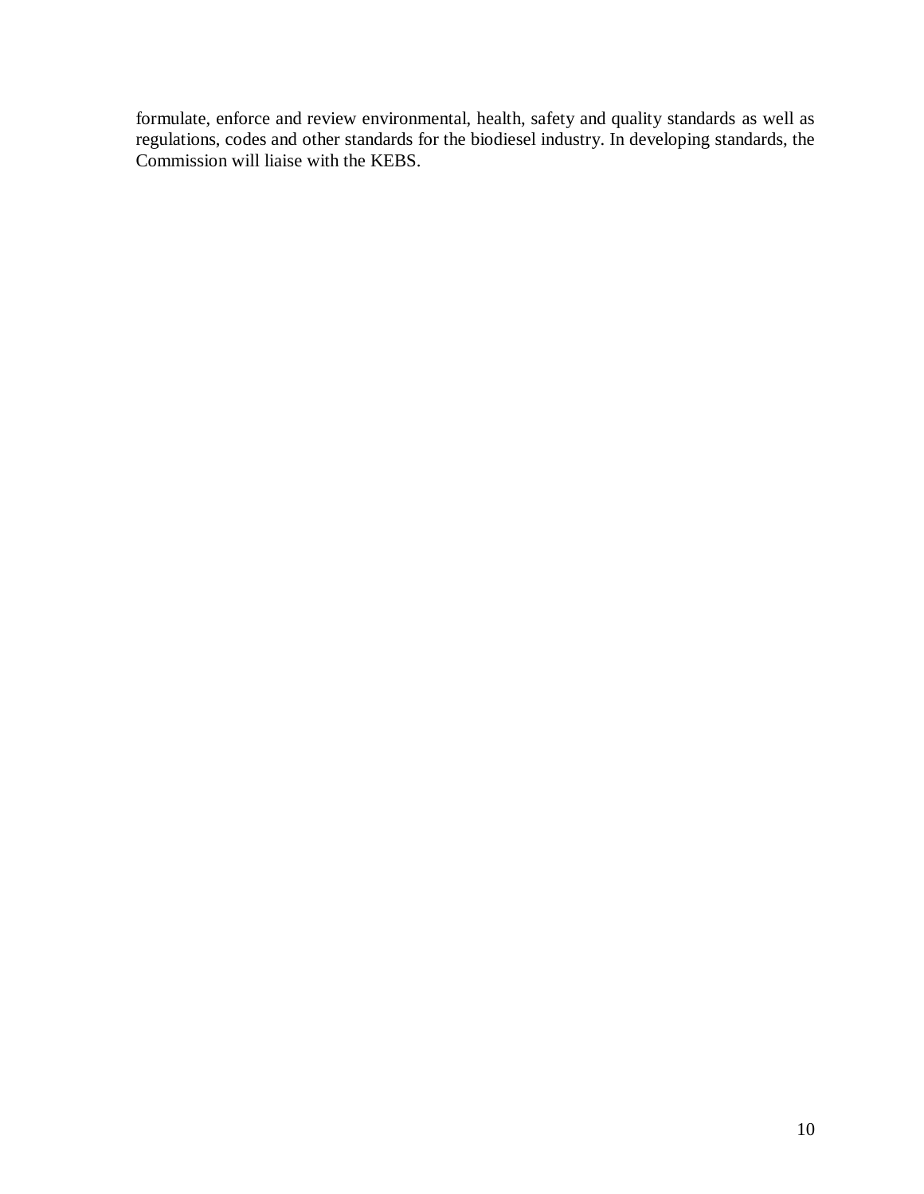formulate, enforce and review environmental, health, safety and quality standards as well as regulations, codes and other standards for the biodiesel industry. In developing standards, the Commission will liaise with the KEBS.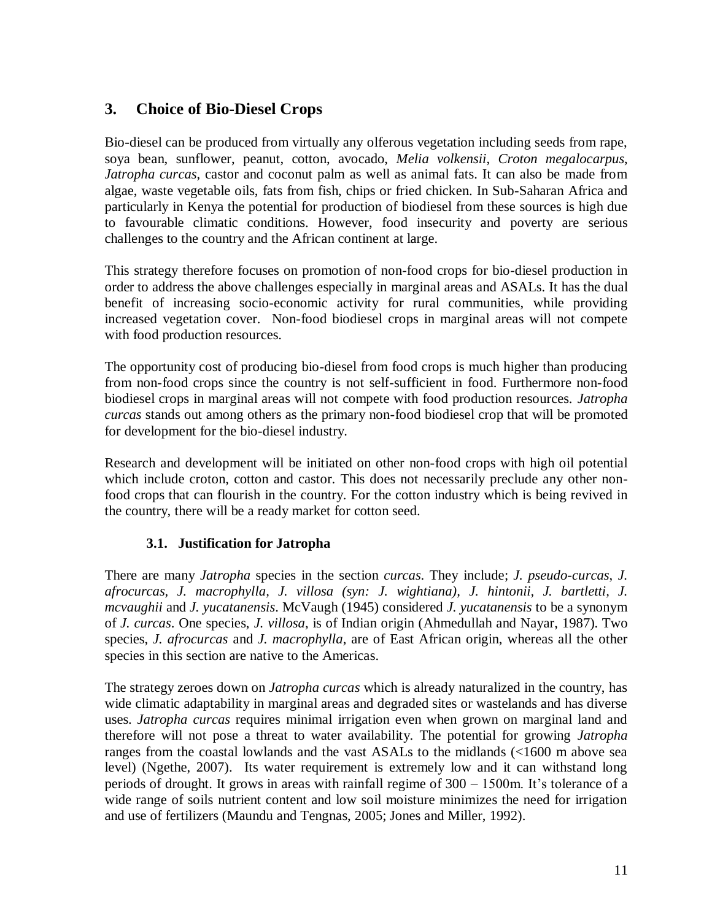## 3. Choice of Bio-Diesel Crops

Bio-diesel can be produced from virtually any olferous vegetation including seeds from rape, soya bean, sunflower, peanut, cotton, avocado, *Melia volkensii*, *Croton megalocarpus*, *Jatropha curcas*, castor and coconut palm as well as animal fats. It can also be made from algae, waste vegetable oils, fats from fish, chips or fried chicken. In Sub-Saharan Africa and particularly in Kenya the potential for production of biodiesel from these sources is high due to favourable climatic conditions. However, food insecurity and poverty are serious challenges to the country and the African continent at large.

This strategy therefore focuses on promotion of non-food crops for bio-diesel production in order to address the above challenges especially in marginal areas and ASALs. It has the dual benefit of increasing socio-economic activity for rural communities, while providing increased vegetation cover. Non-food biodiesel crops in marginal areas will not compete with food production resources.

The opportunity cost of producing bio-diesel from food crops is much higher than producing from non-food crops since the country is not self-sufficient in food. Furthermore non-food biodiesel crops in marginal areas will not compete with food production resources. *Jatropha curcas* stands out among others as the primary non-food biodiesel crop that will be promoted for development for the bio-diesel industry.

Research and development will be initiated on other non-food crops with high oil potential which include croton, cotton and castor. This does not necessarily preclude any other non-food crops that can flourish in the country. For the cotton industry which is being revived in the country, there will be a ready market for cotton seed.

### 3.1. Justification for Jatropha

There are many *Jatropha* species in the section *curcas*. They include; *J. pseudo-curcas*, *J. afrocurcas*, *J. macrophylla*, *J. villosa (syn: J. wightiana)*, *J. hintonii*, *J. bartletti*, *J. mcvaughii* and *J. yucatanensis*. McVaugh (1945) considered *J. yucatanensis* to be a synonym of *J. curcas*. One species, *J. villosa*, is of Indian origin (Ahmedullah and Nayar, 1987). Two species, *J. afrocurcas* and *J. macrophylla*, are of East African origin, whereas all the other species in this section are native to the Americas.

The strategy zeroes down on *Jatropha curcas* which is already naturalized in the country, has wide climatic adaptability in marginal areas and degraded sites or wastelands and has diverse uses. *Jatropha curcas* requires minimal irrigation even when grown on marginal land and therefore will not pose a threat to water availability. The potential for growing *Jatropha* ranges from the coastal lowlands and the vast ASALs to the midlands (<1600 m above sea level) (Ngethe, 2007). Its water requirement is extremely low and it can withstand long periods of drought. It grows in areas with rainfall regime of 300 – 1500m. It's tolerance of a wide range of soils nutrient content and low soil moisture minimizes the need for irrigation and use of fertilizers (Maundu and Tengnas, 2005; Jones and Miller, 1992).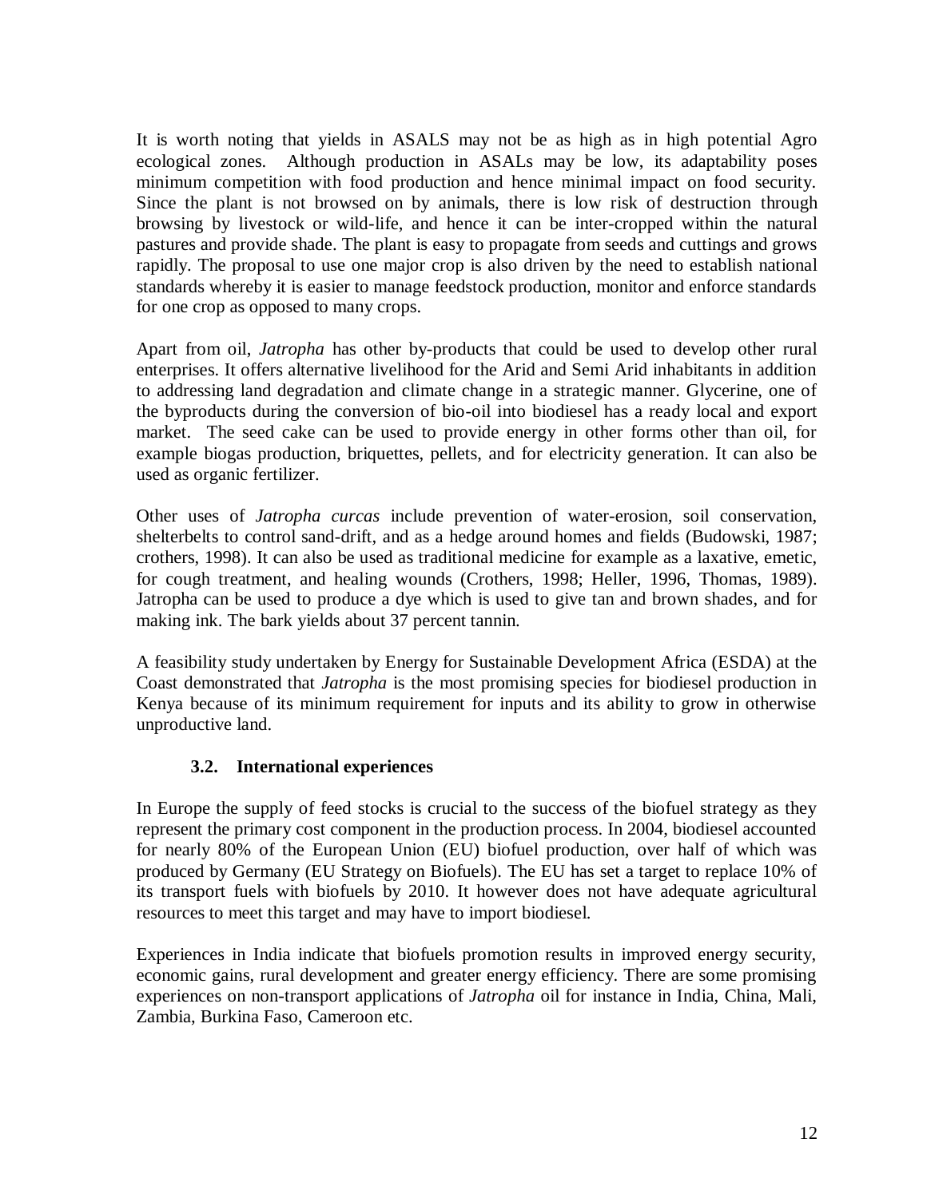It is worth noting that yields in ASALS may not be as high as in high potential Agro ecological zones. Although production in ASALs may be low, its adaptability poses minimum competition with food production and hence minimal impact on food security. Since the plant is not browsed on by animals, there is low risk of destruction through browsing by livestock or wild-life, and hence it can be inter-cropped within the natural pastures and provide shade. The plant is easy to propagate from seeds and cuttings and grows rapidly. The proposal to use one major crop is also driven by the need to establish national standards whereby it is easier to manage feedstock production, monitor and enforce standards for one crop as opposed to many crops.

Apart from oil, *Jatropha* has other by-products that could be used to develop other rural enterprises. It offers alternative livelihood for the Arid and Semi Arid inhabitants in addition to addressing land degradation and climate change in a strategic manner. Glycerine, one of the byproducts during the conversion of bio-oil into biodiesel has a ready local and export market. The seed cake can be used to provide energy in other forms other than oil, for example biogas production, briquettes, pellets, and for electricity generation. It can also be used as organic fertilizer.

Other uses of *Jatropha curcas* include prevention of water-erosion, soil conservation, shelterbelts to control sand-drift, and as a hedge around homes and fields (Budowski, 1987; crothers, 1998). It can also be used as traditional medicine for example as a laxative, emetic, for cough treatment, and healing wounds (Crothers, 1998; Heller, 1996, Thomas, 1989). Jatropha can be used to produce a dye which is used to give tan and brown shades, and for making ink. The bark yields about 37 percent tannin.

A feasibility study undertaken by Energy for Sustainable Development Africa (ESDA) at the Coast demonstrated that *Jatropha* is the most promising species for biodiesel production in Kenya because of its minimum requirement for inputs and its ability to grow in otherwise unproductive land.

### 3.2. International experiences

In Europe the supply of feed stocks is crucial to the success of the biofuel strategy as they represent the primary cost component in the production process. In 2004, biodiesel accounted for nearly 80% of the European Union (EU) biofuel production, over half of which was produced by Germany (EU Strategy on Biofuels). The EU has set a target to replace 10% of its transport fuels with biofuels by 2010. It however does not have adequate agricultural resources to meet this target and may have to import biodiesel.

Experiences in India indicate that biofuels promotion results in improved energy security, economic gains, rural development and greater energy efficiency. There are some promising experiences on non-transport applications of *Jatropha* oil for instance in India, China, Mali, Zambia, Burkina Faso, Cameroon etc.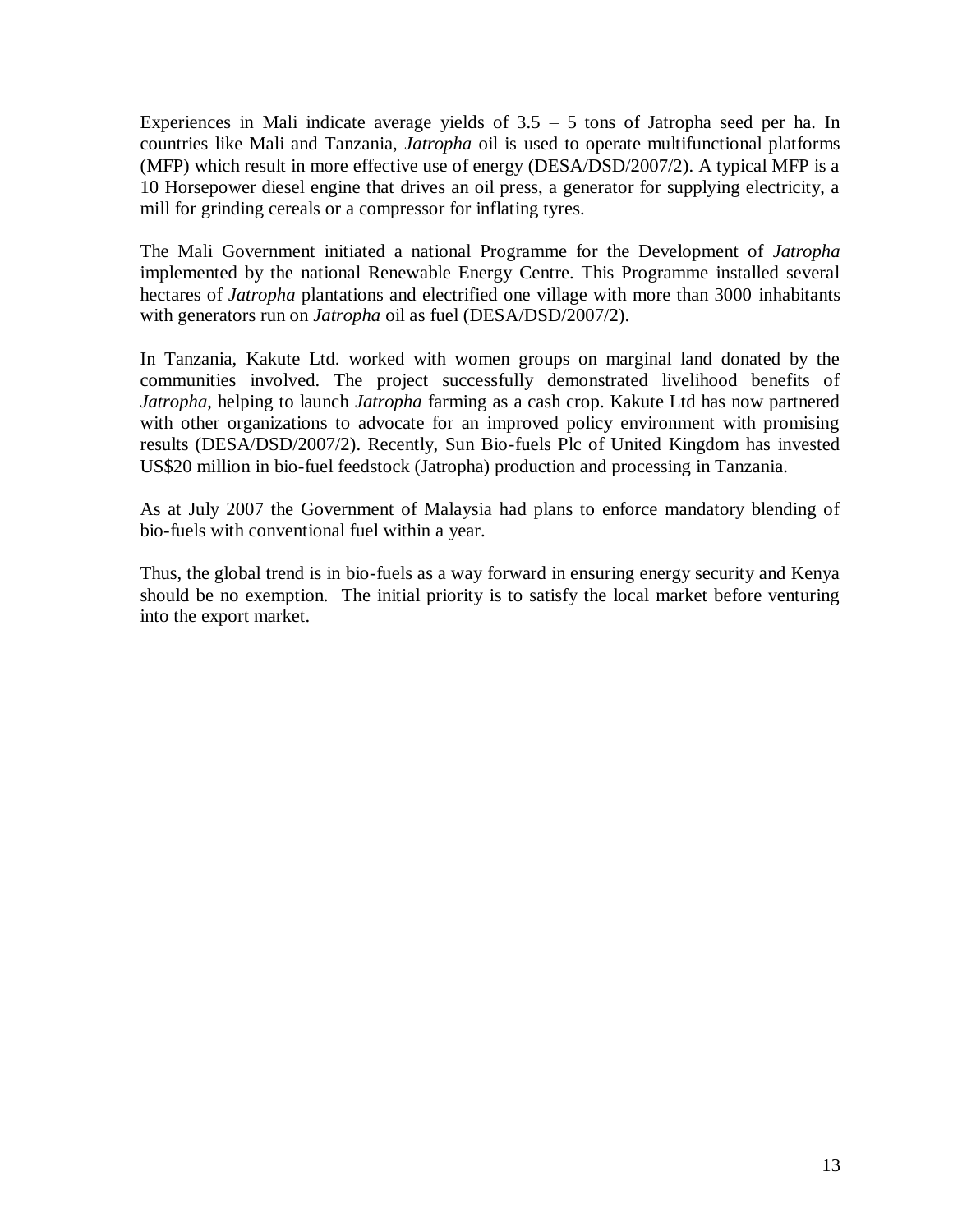Experiences in Mali indicate average yields of 3.5 – 5 tons of Jatropha seed per ha. In countries like Mali and Tanzania, *Jatropha* oil is used to operate multifunctional platforms (MFP) which result in more effective use of energy (DESA/DSD/2007/2). A typical MFP is a 10 Horsepower diesel engine that drives an oil press, a generator for supplying electricity, a mill for grinding cereals or a compressor for inflating tyres.

The Mali Government initiated a national Programme for the Development of *Jatropha* implemented by the national Renewable Energy Centre. This Programme installed several hectares of *Jatropha* plantations and electrified one village with more than 3000 inhabitants with generators run on *Jatropha* oil as fuel (DESA/DSD/2007/2).

In Tanzania, Kakute Ltd. worked with women groups on marginal land donated by the communities involved. The project successfully demonstrated livelihood benefits of *Jatropha*, helping to launch *Jatropha* farming as a cash crop. Kakute Ltd has now partnered with other organizations to advocate for an improved policy environment with promising results (DESA/DSD/2007/2). Recently, Sun Bio-fuels Plc of United Kingdom has invested US$20 million in bio-fuel feedstock (Jatropha) production and processing in Tanzania.

As at July 2007 the Government of Malaysia had plans to enforce mandatory blending of bio-fuels with conventional fuel within a year.

Thus, the global trend is in bio-fuels as a way forward in ensuring energy security and Kenya should be no exemption. The initial priority is to satisfy the local market before venturing into the export market.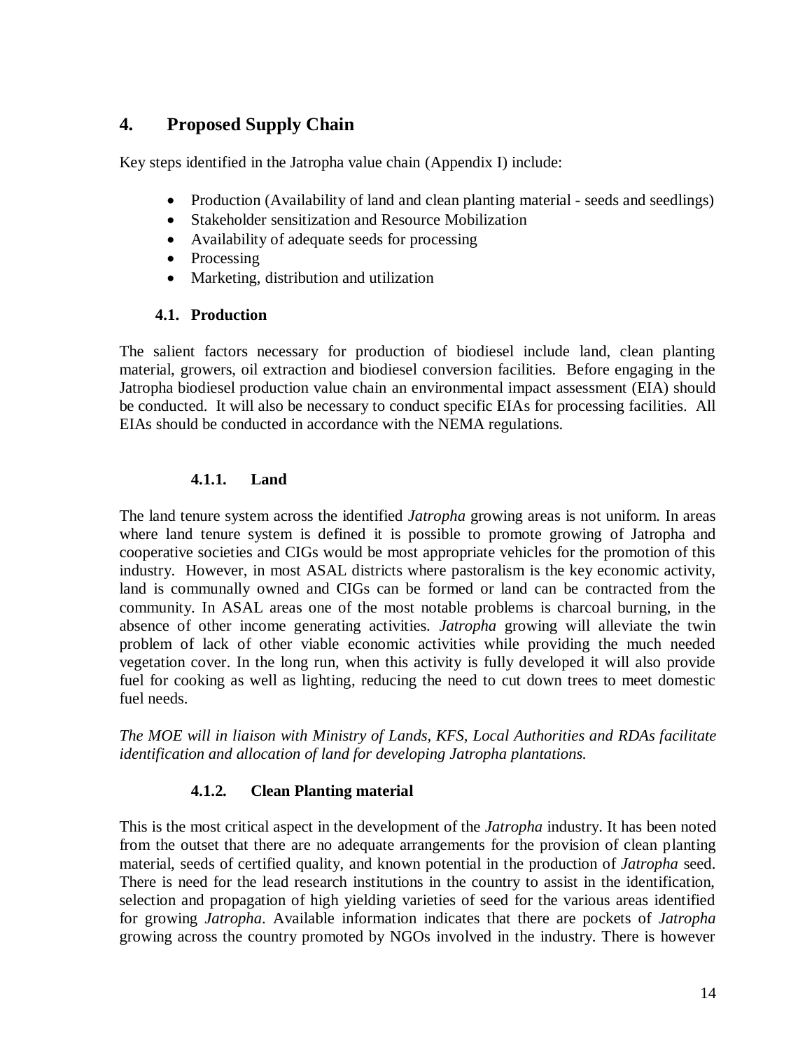## 4. Proposed Supply Chain

Key steps identified in the Jatropha value chain (Appendix I) include:

- Production (Availability of land and clean planting material - seeds and seedlings)
- Stakeholder sensitization and Resource Mobilization
- Availability of adequate seeds for processing
- Processing
- Marketing, distribution and utilization

### 4.1. Production

The salient factors necessary for production of biodiesel include land, clean planting material, growers, oil extraction and biodiesel conversion facilities. Before engaging in the Jatropha biodiesel production value chain an environmental impact assessment (EIA) should be conducted. It will also be necessary to conduct specific EIAs for processing facilities. All EIAs should be conducted in accordance with the NEMA regulations.

#### 4.1.1. Land

The land tenure system across the identified *Jatropha* growing areas is not uniform. In areas where land tenure system is defined it is possible to promote growing of Jatropha and cooperative societies and CIGs would be most appropriate vehicles for the promotion of this industry. However, in most ASAL districts where pastoralism is the key economic activity, land is communally owned and CIGs can be formed or land can be contracted from the community. In ASAL areas one of the most notable problems is charcoal burning, in the absence of other income generating activities. *Jatropha* growing will alleviate the twin problem of lack of other viable economic activities while providing the much needed vegetation cover. In the long run, when this activity is fully developed it will also provide fuel for cooking as well as lighting, reducing the need to cut down trees to meet domestic fuel needs.

*The MOE will in liaison with Ministry of Lands, KFS, Local Authorities and RDAs facilitate identification and allocation of land for developing Jatropha plantations.*

#### 4.1.2. Clean Planting material

This is the most critical aspect in the development of the *Jatropha* industry. It has been noted from the outset that there are no adequate arrangements for the provision of clean planting material, seeds of certified quality, and known potential in the production of *Jatropha* seed. There is need for the lead research institutions in the country to assist in the identification, selection and propagation of high yielding varieties of seed for the various areas identified for growing *Jatropha*. Available information indicates that there are pockets of *Jatropha* growing across the country promoted by NGOs involved in the industry. There is however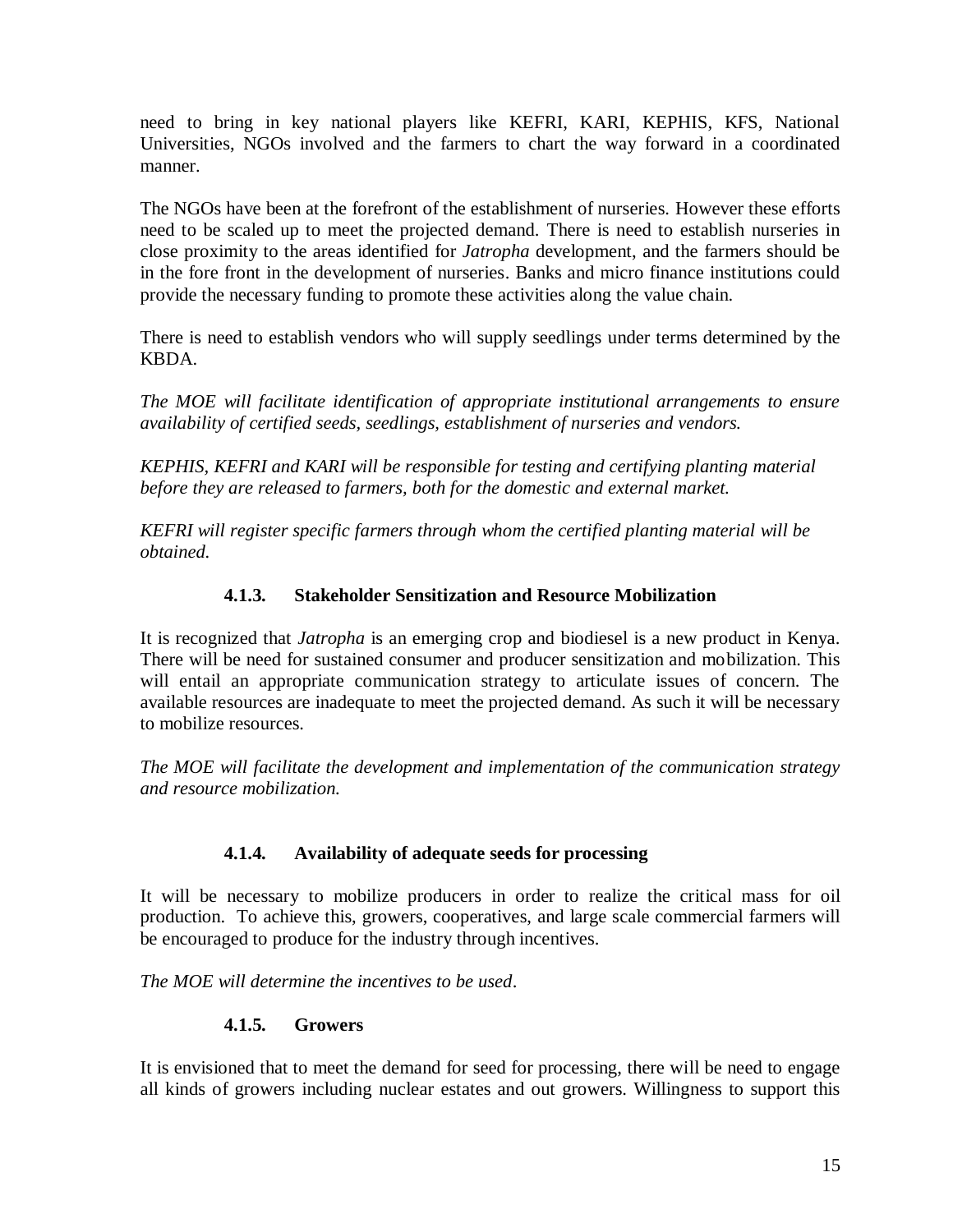need to bring in key national players like KEFRI, KARI, KEPHIS, KFS, National Universities, NGOs involved and the farmers to chart the way forward in a coordinated manner.

The NGOs have been at the forefront of the establishment of nurseries. However these efforts need to be scaled up to meet the projected demand. There is need to establish nurseries in close proximity to the areas identified for *Jatropha* development, and the farmers should be in the fore front in the development of nurseries. Banks and micro finance institutions could provide the necessary funding to promote these activities along the value chain.

There is need to establish vendors who will supply seedlings under terms determined by the KBDA.

*The MOE will facilitate identification of appropriate institutional arrangements to ensure availability of certified seeds, seedlings, establishment of nurseries and vendors.*

*KEPHIS, KEFRI and KARI will be responsible for testing and certifying planting material before they are released to farmers, both for the domestic and external market.*

*KEFRI will register specific farmers through whom the certified planting material will be obtained.*

#### 4.1.3. Stakeholder Sensitization and Resource Mobilization

It is recognized that *Jatropha* is an emerging crop and biodiesel is a new product in Kenya. There will be need for sustained consumer and producer sensitization and mobilization. This will entail an appropriate communication strategy to articulate issues of concern. The available resources are inadequate to meet the projected demand. As such it will be necessary to mobilize resources.

*The MOE will facilitate the development and implementation of the communication strategy and resource mobilization.*

#### 4.1.4. Availability of adequate seeds for processing

It will be necessary to mobilize producers in order to realize the critical mass for oil production. To achieve this, growers, cooperatives, and large scale commercial farmers will be encouraged to produce for the industry through incentives.

*The MOE will determine the incentives to be used*.

#### 4.1.5. Growers

It is envisioned that to meet the demand for seed for processing, there will be need to engage all kinds of growers including nuclear estates and out growers. Willingness to support this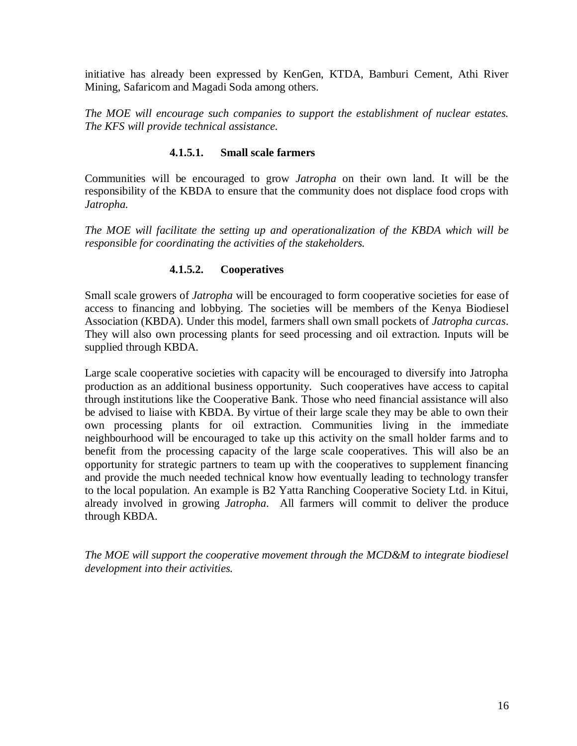initiative has already been expressed by KenGen, KTDA, Bamburi Cement, Athi River Mining, Safaricom and Magadi Soda among others.

*The MOE will encourage such companies to support the establishment of nuclear estates. The KFS will provide technical assistance.*

#### 4.1.5.1. Small scale farmers

Communities will be encouraged to grow *Jatropha* on their own land. It will be the responsibility of the KBDA to ensure that the community does not displace food crops with *Jatropha.*

*The MOE will facilitate the setting up and operationalization of the KBDA which will be responsible for coordinating the activities of the stakeholders.*

#### 4.1.5.2. Cooperatives

Small scale growers of *Jatropha* will be encouraged to form cooperative societies for ease of access to financing and lobbying. The societies will be members of the Kenya Biodiesel Association (KBDA). Under this model, farmers shall own small pockets of *Jatropha curcas*. They will also own processing plants for seed processing and oil extraction. Inputs will be supplied through KBDA.

Large scale cooperative societies with capacity will be encouraged to diversify into Jatropha production as an additional business opportunity. Such cooperatives have access to capital through institutions like the Cooperative Bank. Those who need financial assistance will also be advised to liaise with KBDA. By virtue of their large scale they may be able to own their own processing plants for oil extraction. Communities living in the immediate neighbourhood will be encouraged to take up this activity on the small holder farms and to benefit from the processing capacity of the large scale cooperatives. This will also be an opportunity for strategic partners to team up with the cooperatives to supplement financing and provide the much needed technical know how eventually leading to technology transfer to the local population. An example is B2 Yatta Ranching Cooperative Society Ltd. in Kitui, already involved in growing *Jatropha*. All farmers will commit to deliver the produce through KBDA.

*The MOE will support the cooperative movement through the MCD&M to integrate biodiesel development into their activities.*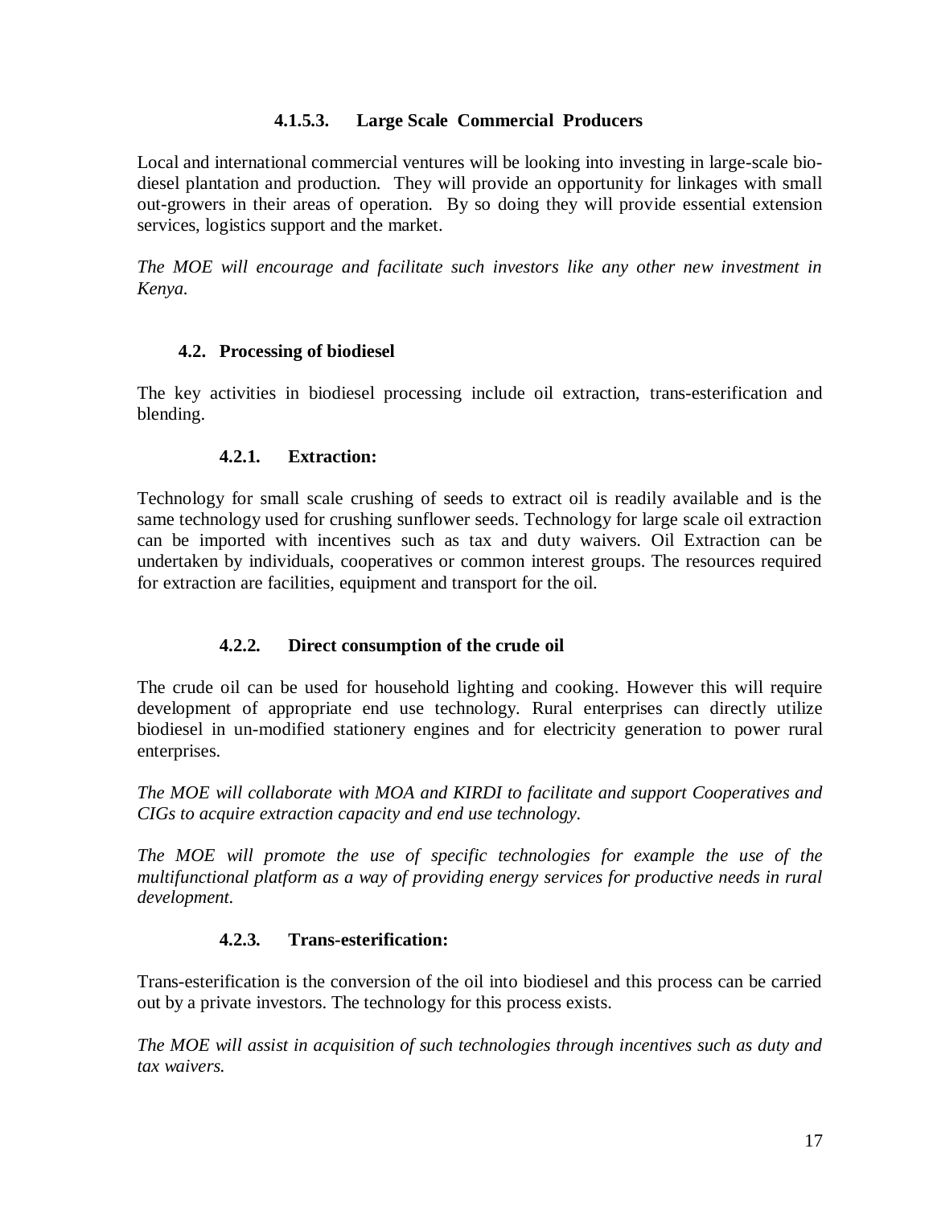#### 4.1.5.3. Large Scale Commercial Producers

Local and international commercial ventures will be looking into investing in large-scale bio-diesel plantation and production. They will provide an opportunity for linkages with small out-growers in their areas of operation. By so doing they will provide essential extension services, logistics support and the market.

*The MOE will encourage and facilitate such investors like any other new investment in Kenya.*

## 4.2. Processing of biodiesel

The key activities in biodiesel processing include oil extraction, trans-esterification and blending.

### 4.2.1. Extraction:

Technology for small scale crushing of seeds to extract oil is readily available and is the same technology used for crushing sunflower seeds. Technology for large scale oil extraction can be imported with incentives such as tax and duty waivers. Oil Extraction can be undertaken by individuals, cooperatives or common interest groups. The resources required for extraction are facilities, equipment and transport for the oil.

### 4.2.2. Direct consumption of the crude oil

The crude oil can be used for household lighting and cooking. However this will require development of appropriate end use technology. Rural enterprises can directly utilize biodiesel in un-modified stationery engines and for electricity generation to power rural enterprises.

*The MOE will collaborate with MOA and KIRDI to facilitate and support Cooperatives and CIGs to acquire extraction capacity and end use technology.*

*The MOE will promote the use of specific technologies for example the use of the multifunctional platform as a way of providing energy services for productive needs in rural development.*

### 4.2.3. Trans-esterification:

Trans-esterification is the conversion of the oil into biodiesel and this process can be carried out by a private investors. The technology for this process exists.

*The MOE will assist in acquisition of such technologies through incentives such as duty and tax waivers.*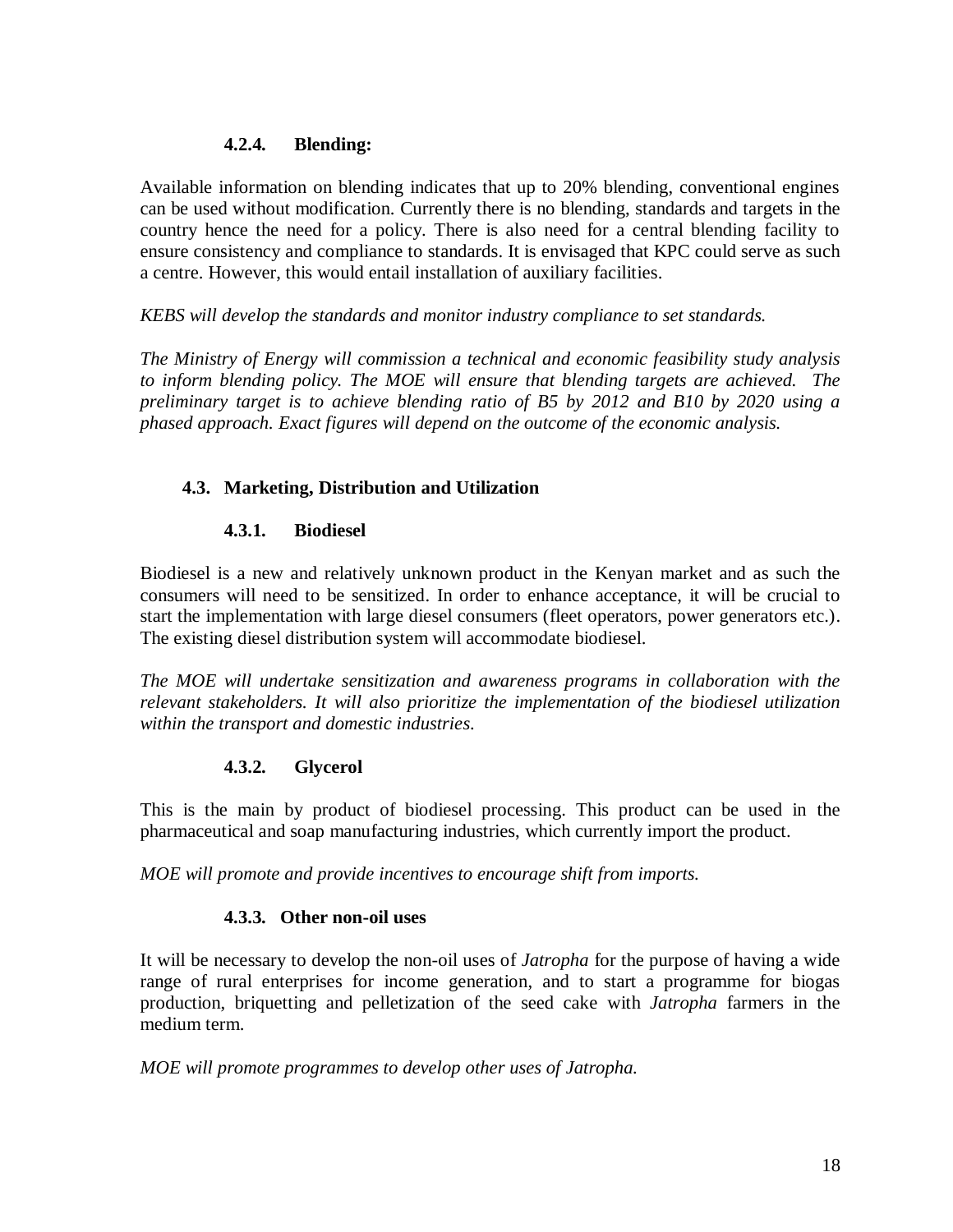#### 4.2.4. Blending:

Available information on blending indicates that up to 20% blending, conventional engines can be used without modification. Currently there is no blending, standards and targets in the country hence the need for a policy. There is also need for a central blending facility to ensure consistency and compliance to standards. It is envisaged that KPC could serve as such a centre. However, this would entail installation of auxiliary facilities.

*KEBS will develop the standards and monitor industry compliance to set standards.*

*The Ministry of Energy will commission a technical and economic feasibility study analysis to inform blending policy. The MOE will ensure that blending targets are achieved. The preliminary target is to achieve blending ratio of B5 by 2012 and B10 by 2020 using a phased approach. Exact figures will depend on the outcome of the economic analysis.*

### 4.3. Marketing, Distribution and Utilization

#### 4.3.1. Biodiesel

Biodiesel is a new and relatively unknown product in the Kenyan market and as such the consumers will need to be sensitized. In order to enhance acceptance, it will be crucial to start the implementation with large diesel consumers (fleet operators, power generators etc.). The existing diesel distribution system will accommodate biodiesel.

*The MOE will undertake sensitization and awareness programs in collaboration with the relevant stakeholders. It will also prioritize the implementation of the biodiesel utilization within the transport and domestic industries.*

#### 4.3.2. Glycerol

This is the main by product of biodiesel processing. This product can be used in the pharmaceutical and soap manufacturing industries, which currently import the product.

*MOE will promote and provide incentives to encourage shift from imports.*

#### 4.3.3. Other non-oil uses

It will be necessary to develop the non-oil uses of *Jatropha* for the purpose of having a wide range of rural enterprises for income generation, and to start a programme for biogas production, briquetting and pelletization of the seed cake with *Jatropha* farmers in the medium term.

*MOE will promote programmes to develop other uses of Jatropha.*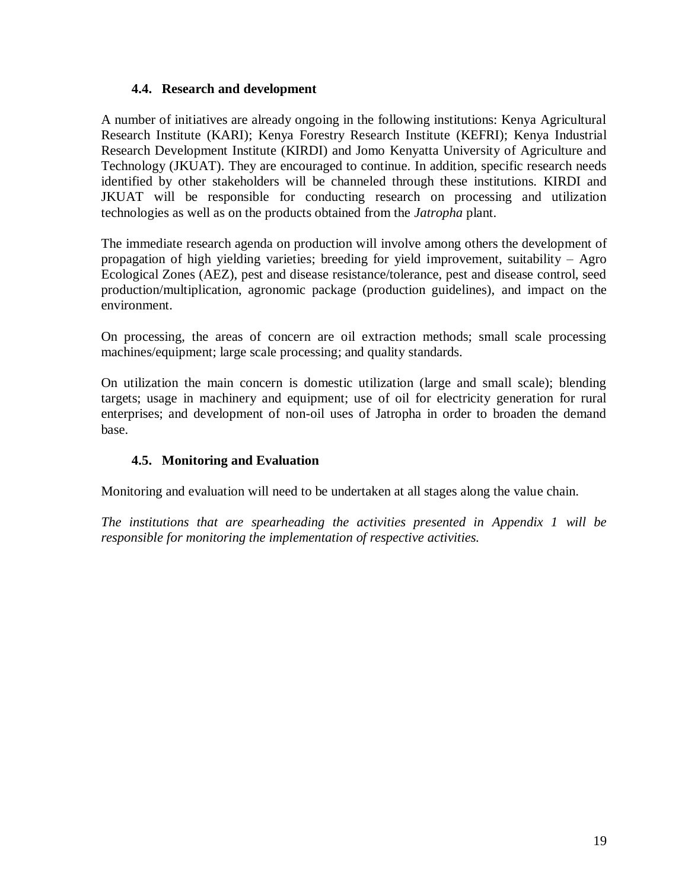### 4.4. Research and development

A number of initiatives are already ongoing in the following institutions: Kenya Agricultural Research Institute (KARI); Kenya Forestry Research Institute (KEFRI); Kenya Industrial Research Development Institute (KIRDI) and Jomo Kenyatta University of Agriculture and Technology (JKUAT). They are encouraged to continue. In addition, specific research needs identified by other stakeholders will be channeled through these institutions. KIRDI and JKUAT will be responsible for conducting research on processing and utilization technologies as well as on the products obtained from the *Jatropha* plant.

The immediate research agenda on production will involve among others the development of propagation of high yielding varieties; breeding for yield improvement, suitability – Agro Ecological Zones (AEZ), pest and disease resistance/tolerance, pest and disease control, seed production/multiplication, agronomic package (production guidelines), and impact on the environment.

On processing, the areas of concern are oil extraction methods; small scale processing machines/equipment; large scale processing; and quality standards.

On utilization the main concern is domestic utilization (large and small scale); blending targets; usage in machinery and equipment; use of oil for electricity generation for rural enterprises; and development of non-oil uses of Jatropha in order to broaden the demand base.

### 4.5. Monitoring and Evaluation

Monitoring and evaluation will need to be undertaken at all stages along the value chain.

*The institutions that are spearheading the activities presented in Appendix 1 will be responsible for monitoring the implementation of respective activities.*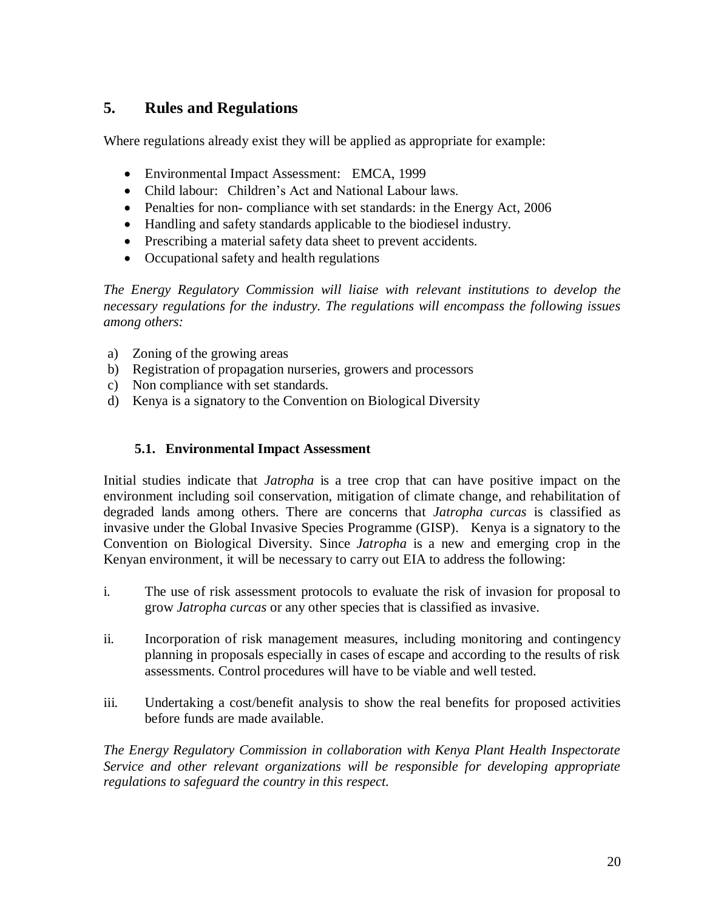## 5. Rules and Regulations

Where regulations already exist they will be applied as appropriate for example:

- Environmental Impact Assessment: EMCA, 1999
- Child labour: Children's Act and National Labour laws.
- Penalties for non- compliance with set standards: in the Energy Act, 2006
- Handling and safety standards applicable to the biodiesel industry.
- Prescribing a material safety data sheet to prevent accidents.
- Occupational safety and health regulations

*The Energy Regulatory Commission will liaise with relevant institutions to develop the necessary regulations for the industry. The regulations will encompass the following issues among others:*

a) Zoning of the growing areas
b) Registration of propagation nurseries, growers and processors
c) Non compliance with set standards.
d) Kenya is a signatory to the Convention on Biological Diversity

### 5.1. Environmental Impact Assessment

Initial studies indicate that *Jatropha* is a tree crop that can have positive impact on the environment including soil conservation, mitigation of climate change, and rehabilitation of degraded lands among others. There are concerns that *Jatropha curcas* is classified as invasive under the Global Invasive Species Programme (GISP). Kenya is a signatory to the Convention on Biological Diversity. Since *Jatropha* is a new and emerging crop in the Kenyan environment, it will be necessary to carry out EIA to address the following:

i. The use of risk assessment protocols to evaluate the risk of invasion for proposal to grow *Jatropha curcas* or any other species that is classified as invasive.

ii. Incorporation of risk management measures, including monitoring and contingency planning in proposals especially in cases of escape and according to the results of risk assessments. Control procedures will have to be viable and well tested.

iii. Undertaking a cost/benefit analysis to show the real benefits for proposed activities before funds are made available.

*The Energy Regulatory Commission in collaboration with Kenya Plant Health Inspectorate Service and other relevant organizations will be responsible for developing appropriate regulations to safeguard the country in this respect.*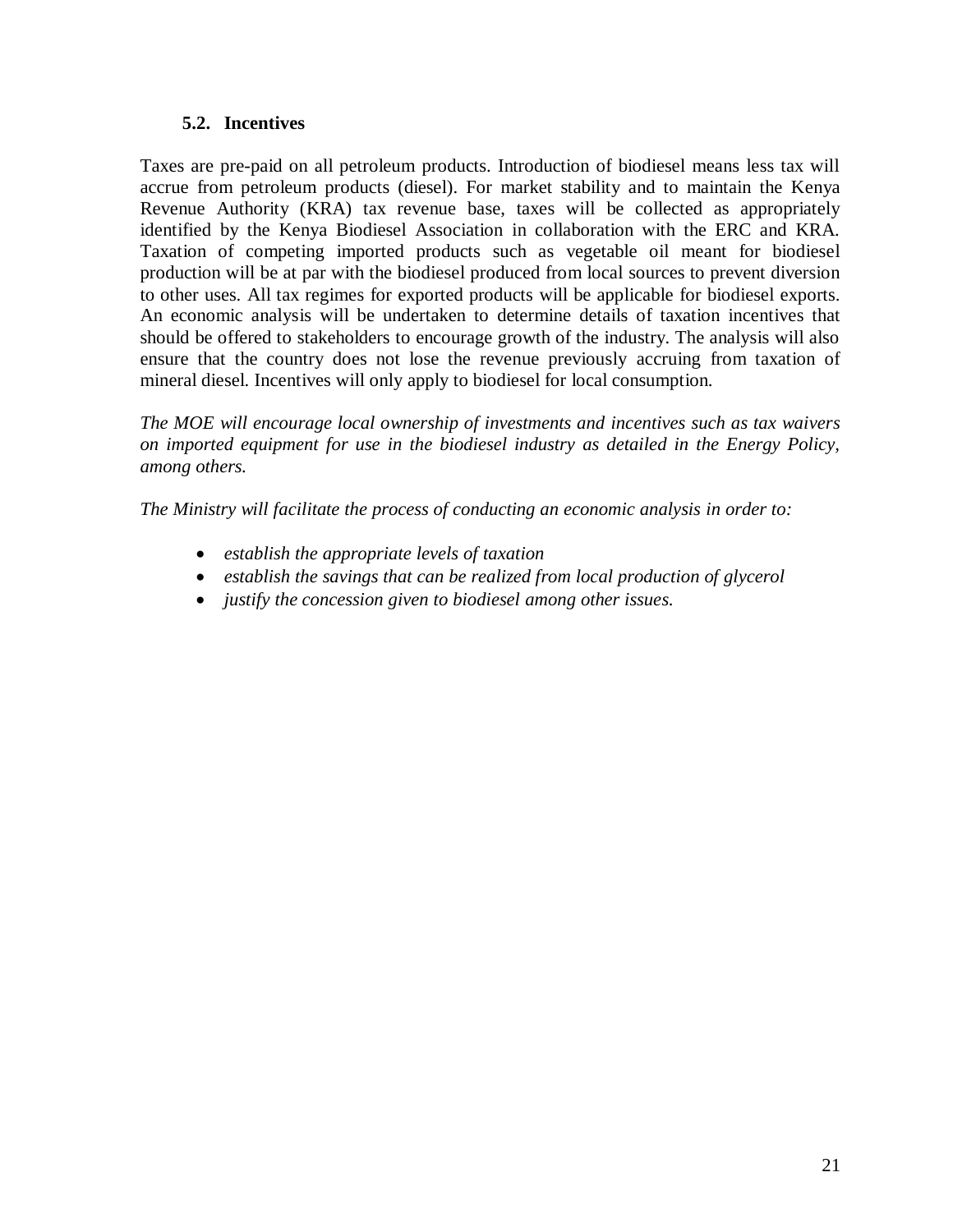### 5.2. Incentives

Taxes are pre-paid on all petroleum products. Introduction of biodiesel means less tax will accrue from petroleum products (diesel). For market stability and to maintain the Kenya Revenue Authority (KRA) tax revenue base, taxes will be collected as appropriately identified by the Kenya Biodiesel Association in collaboration with the ERC and KRA. Taxation of competing imported products such as vegetable oil meant for biodiesel production will be at par with the biodiesel produced from local sources to prevent diversion to other uses. All tax regimes for exported products will be applicable for biodiesel exports. An economic analysis will be undertaken to determine details of taxation incentives that should be offered to stakeholders to encourage growth of the industry. The analysis will also ensure that the country does not lose the revenue previously accruing from taxation of mineral diesel. Incentives will only apply to biodiesel for local consumption.

*The MOE will encourage local ownership of investments and incentives such as tax waivers on imported equipment for use in the biodiesel industry as detailed in the Energy Policy, among others.*

*The Ministry will facilitate the process of conducting an economic analysis in order to:*

- *establish the appropriate levels of taxation*
- *establish the savings that can be realized from local production of glycerol*
- *justify the concession given to biodiesel among other issues.*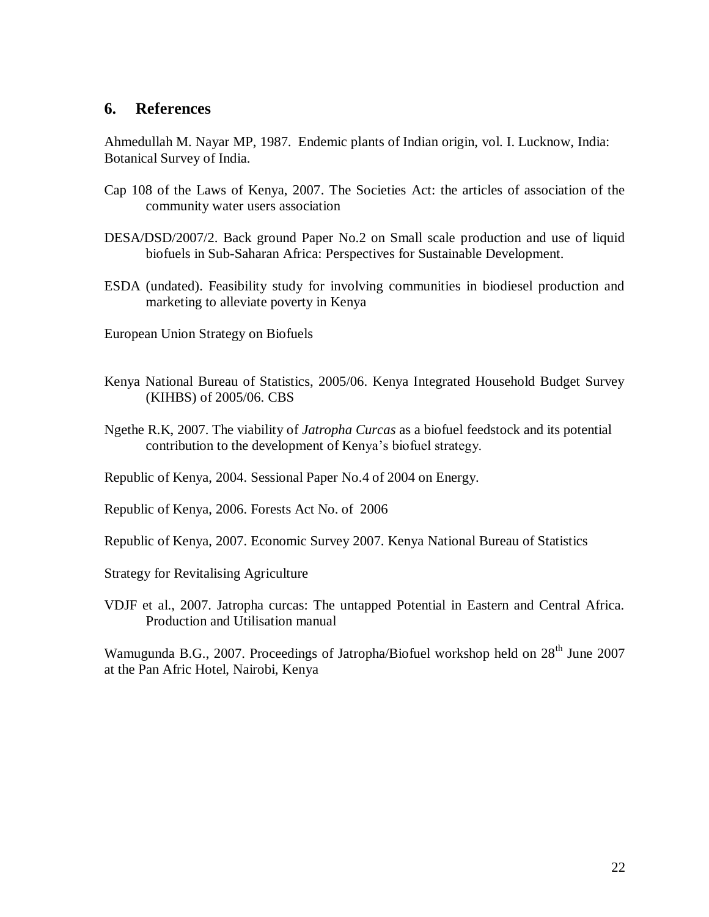## 6. References

Ahmedullah M. Nayar MP, 1987. Endemic plants of Indian origin, vol. I. Lucknow, India: Botanical Survey of India.

Cap 108 of the Laws of Kenya, 2007. The Societies Act: the articles of association of the community water users association

DESA/DSD/2007/2. Back ground Paper No.2 on Small scale production and use of liquid biofuels in Sub-Saharan Africa: Perspectives for Sustainable Development.

ESDA (undated). Feasibility study for involving communities in biodiesel production and marketing to alleviate poverty in Kenya

European Union Strategy on Biofuels

Kenya National Bureau of Statistics, 2005/06. Kenya Integrated Household Budget Survey (KIHBS) of 2005/06. CBS

Ngethe R.K, 2007. The viability of *Jatropha Curcas* as a biofuel feedstock and its potential contribution to the development of Kenya's biofuel strategy.

Republic of Kenya, 2004. Sessional Paper No.4 of 2004 on Energy.

Republic of Kenya, 2006. Forests Act No. of 2006

Republic of Kenya, 2007. Economic Survey 2007. Kenya National Bureau of Statistics

Strategy for Revitalising Agriculture

VDJF et al., 2007. Jatropha curcas: The untapped Potential in Eastern and Central Africa. Production and Utilisation manual

Wamugunda B.G., 2007. Proceedings of Jatropha/Biofuel workshop held on 28th June 2007 at the Pan Afric Hotel, Nairobi, Kenya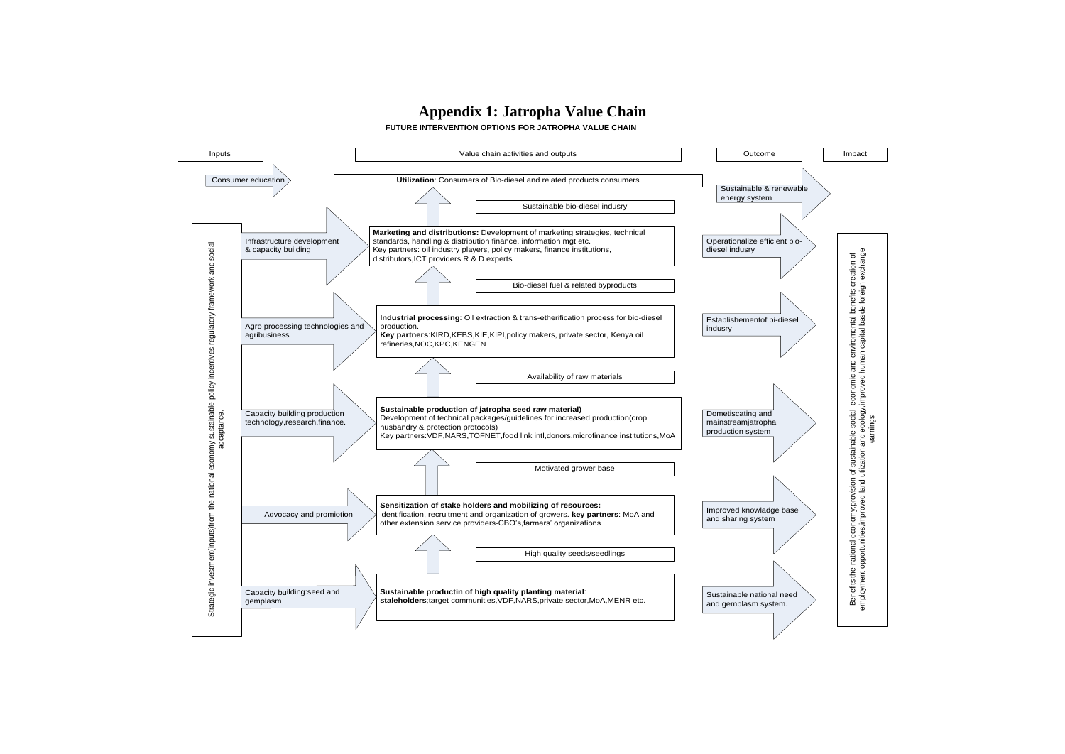# Appendix 1: Jatropha Value Chain

**FUTURE INTERVENTION OPTIONS FOR JATROPHA VALUE CHAIN**

Inputs

Value chain activities and outputs

Outcome

Impact

Consumer education

**Utilization**: Consumers of Bio-diesel and related products consumers

Sustainable & renewable energy system

Sustainable bio-diesel indusry

Strategic investment(inputs)from the national economy sustainable policy incentives,regulatory framework and social acceptance.

Infrastructure development & capacity building

**Marketing and distributions:** Development of marketing strategies, technical standards, handling & distribution finance, information mgt etc.
Key partners: oil industry players, policy makers, finance institutions, distributors,ICT providers R & D experts

Operationalize efficient bio-diesel indusry

Benefits the national economy:provision of sustainable social -economic and enviromental benefits:creation of employment opportunities,improved land utilization and ecology,improved human capital baside,foreign exchange earnings

Bio-diesel fuel & related byproducts

Agro processing technologies and agribusiness

**Industrial processing**: Oil extraction & trans-etherification process for bio-diesel production.
**Key partners**:KIRD,KEBS,KIE,KIPI,policy makers, private sector, Kenya oil refineries,NOC,KPC,KENGEN

Establishementof bi-diesel indusry

Availability of raw materials

Capacity building production technology,research,finance.

**Sustainable production of jatropha seed raw material)**
Development of technical packages/guidelines for increased production(crop husbandry & protection protocols)
Key partners:VDF,NARS,TOFNET,food link intl,donors,microfinance institutions,MoA

Dometiscating and mainstreamjatropha production system

Motivated grower base

Advocacy and promiotion

**Sensitization of stake holders and mobilizing of resources:**
identification, recruitment and organization of growers. **key partners**: MoA and other extension service providers-CBO's,farmers' organizations

Improved knowladge base and sharing system

High quality seeds/seedlings

Capacity building:seed and gemplasm

**Sustainable productin of high quality planting material**:
**staleholders**;target communities,VDF,NARS,private sector,MoA,MENR etc.

Sustainable national need and gemplasm system.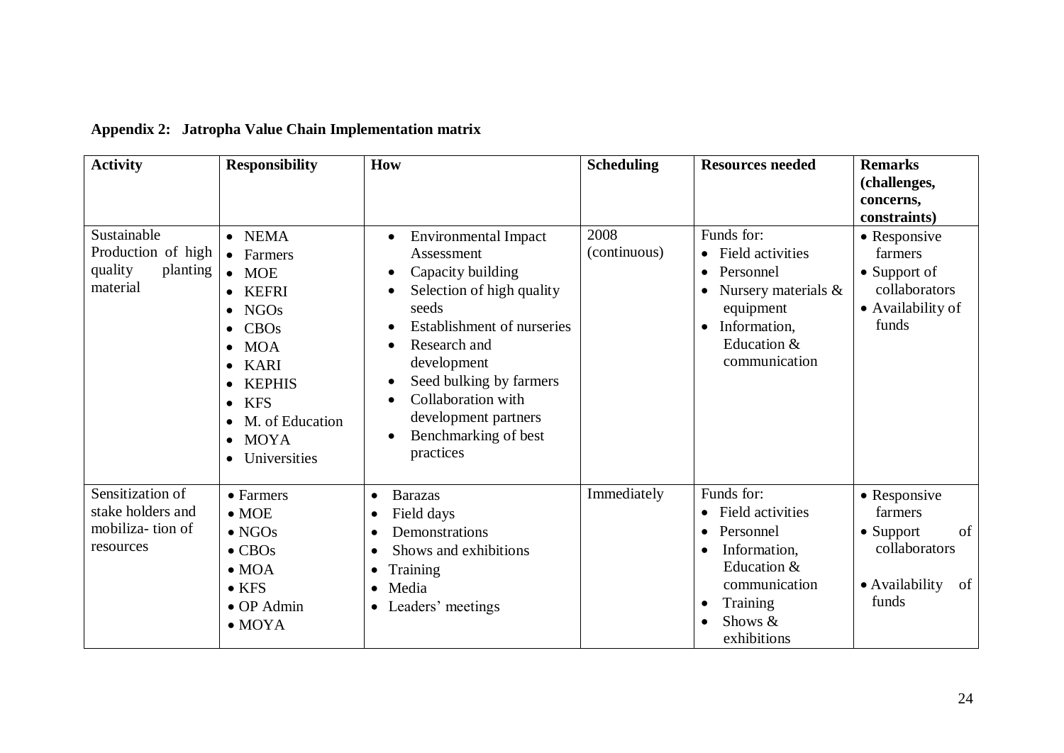**Appendix 2: Jatropha Value Chain Implementation matrix**

| Activity | Responsibility | How | Scheduling | Resources needed | Remarks (challenges, concerns, constraints) |
|---|---|---|---|---|---|
| Sustainable Production of high quality planting material | • NEMA<br>• Farmers<br>• MOE<br>• KEFRI<br>• NGOs<br>• CBOs<br>• MOA<br>• KARI<br>• KEPHIS<br>• KFS<br>• M. of Education<br>• MOYA<br>• Universities | • Environmental Impact Assessment<br>• Capacity building<br>• Selection of high quality seeds<br>• Establishment of nurseries<br>• Research and development<br>• Seed bulking by farmers<br>• Collaboration with development partners<br>• Benchmarking of best practices | 2008 (continuous) | Funds for:<br>• Field activities<br>• Personnel<br>• Nursery materials & equipment<br>• Information, Education & communication | • Responsive farmers<br>• Support of collaborators<br>• Availability of funds |
| Sensitization of stake holders and mobiliza- tion of resources | • Farmers<br>• MOE<br>• NGOs<br>• CBOs<br>• MOA<br>• KFS<br>• OP Admin<br>• MOYA | • Barazas<br>• Field days<br>• Demonstrations<br>• Shows and exhibitions<br>• Training<br>• Media<br>• Leaders' meetings | Immediately | Funds for:<br>• Field activities<br>• Personnel<br>• Information, Education & communication<br>• Training<br>• Shows & exhibitions | • Responsive farmers<br>• Support of collaborators<br>• Availability of funds |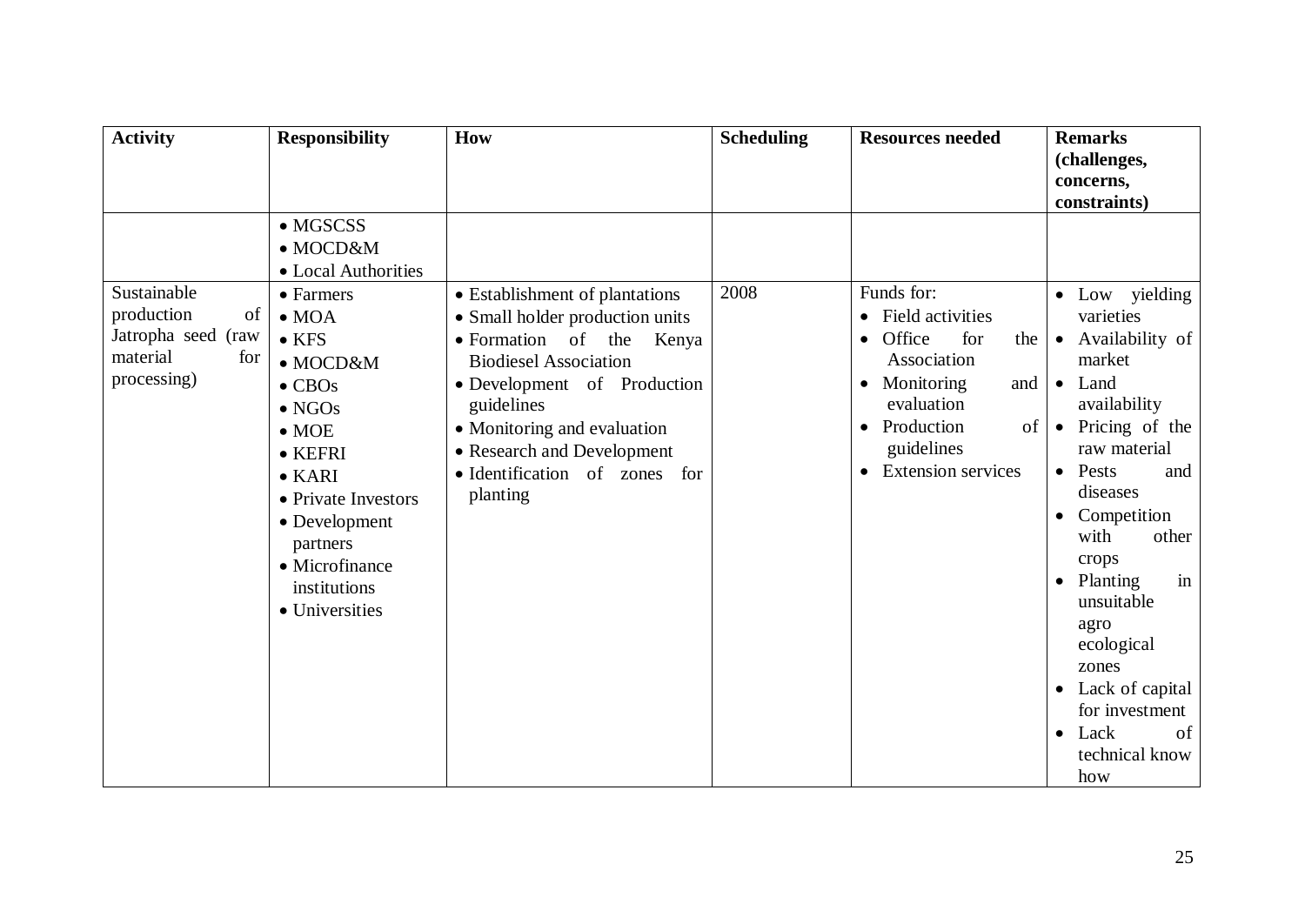| Activity | Responsibility | How | Scheduling | Resources needed | Remarks (challenges, concerns, constraints) |
|---|---|---|---|---|---|
| | • MGSCSS<br>• MOCD&M<br>• Local Authorities | | | | |
| Sustainable production of Jatropha seed (raw material for processing) | • Farmers<br>• MOA<br>• KFS<br>• MOCD&M<br>• CBOs<br>• NGOs<br>• MOE<br>• KEFRI<br>• KARI<br>• Private Investors<br>• Development partners<br>• Microfinance institutions<br>• Universities | • Establishment of plantations<br>• Small holder production units<br>• Formation of the Kenya Biodiesel Association<br>• Development of Production guidelines<br>• Monitoring and evaluation<br>• Research and Development<br>• Identification of zones for planting | 2008 | Funds for:<br>• Field activities<br>• Office for the Association<br>• Monitoring and evaluation<br>• Production of guidelines<br>• Extension services | • Low yielding varieties<br>• Availability of market<br>• Land availability<br>• Pricing of the raw material<br>• Pests and diseases<br>• Competition with other crops<br>• Planting in unsuitable agro ecological zones<br>• Lack of capital for investment<br>• Lack of technical know how |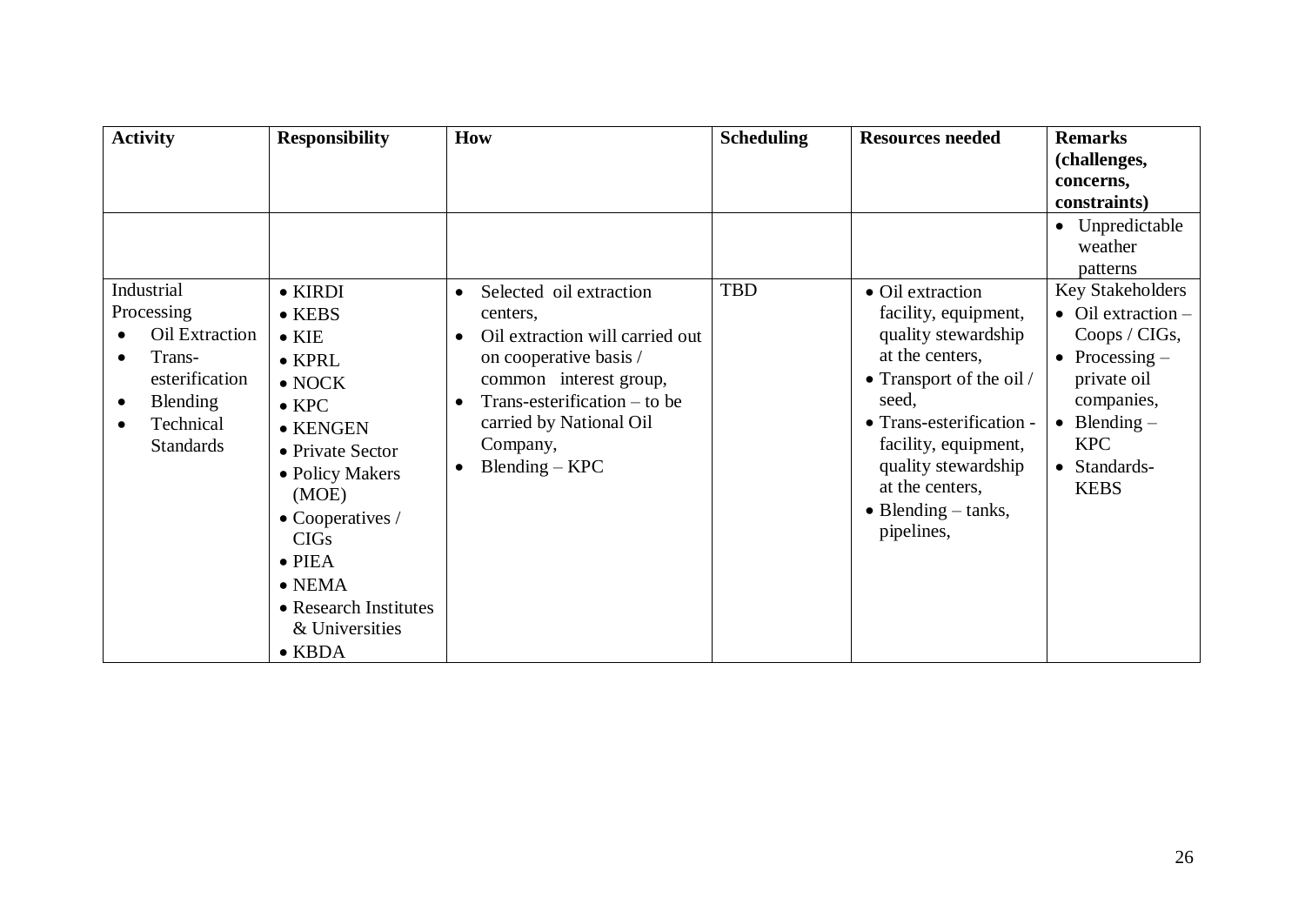| Activity | Responsibility | How | Scheduling | Resources needed | Remarks (challenges, concerns, constraints) |
|---|---|---|---|---|---|
| | | | | | • Unpredictable weather patterns |
| Industrial Processing<br>• Oil Extraction<br>• Trans-esterification<br>• Blending<br>• Technical Standards | • KIRDI<br>• KEBS<br>• KIE<br>• KPRL<br>• NOCK<br>• KPC<br>• KENGEN<br>• Private Sector<br>• Policy Makers (MOE)<br>• Cooperatives / CIGs<br>• PIEA<br>• NEMA<br>• Research Institutes & Universities<br>• KBDA | • Selected oil extraction centers,<br>• Oil extraction will carried out on cooperative basis / common interest group,<br>• Trans-esterification – to be carried by National Oil Company,<br>• Blending – KPC | TBD | • Oil extraction facility, equipment, quality stewardship at the centers,<br>• Transport of the oil / seed,<br>• Trans-esterification - facility, equipment, quality stewardship at the centers,<br>• Blending – tanks, pipelines, | Key Stakeholders<br>• Oil extraction – Coops / CIGs,<br>• Processing – private oil companies,<br>• Blending – KPC<br>• Standards- KEBS |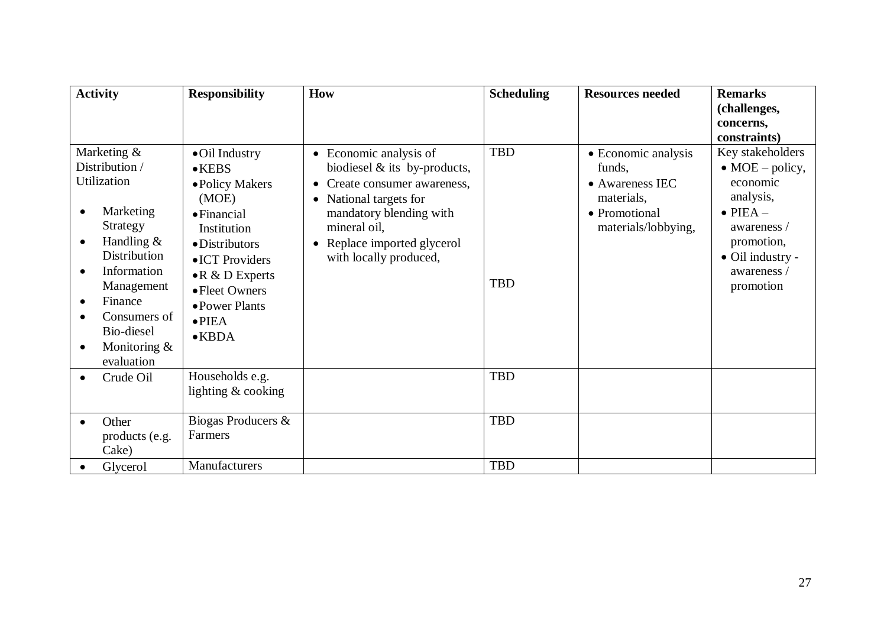| Activity | Responsibility | How | Scheduling | Resources needed | Remarks (challenges, concerns, constraints) |
|---|---|---|---|---|---|
| Marketing & Distribution / Utilization<br><br>• Marketing Strategy<br>• Handling & Distribution<br>• Information Management<br>• Finance<br>• Consumers of Bio-diesel<br>• Monitoring & evaluation | • Oil Industry<br>• KEBS<br>• Policy Makers (MOE)<br>• Financial Institution<br>• Distributors<br>• ICT Providers<br>• R & D Experts<br>• Fleet Owners<br>• Power Plants<br>• PIEA<br>• KBDA | • Economic analysis of biodiesel & its by-products,<br>• Create consumer awareness,<br>• National targets for mandatory blending with mineral oil,<br>• Replace imported glycerol with locally produced, | TBD<br><br><br><br><br>TBD | • Economic analysis funds,<br>• Awareness IEC materials,<br>• Promotional materials/lobbying, | Key stakeholders<br>• MOE – policy, economic analysis,<br>• PIEA – awareness / promotion,<br>• Oil industry - awareness / promotion |
| • Crude Oil | Households e.g. lighting & cooking | | TBD | | |
| • Other products (e.g. Cake) | Biogas Producers & Farmers | | TBD | | |
| • Glycerol | Manufacturers | | TBD | | |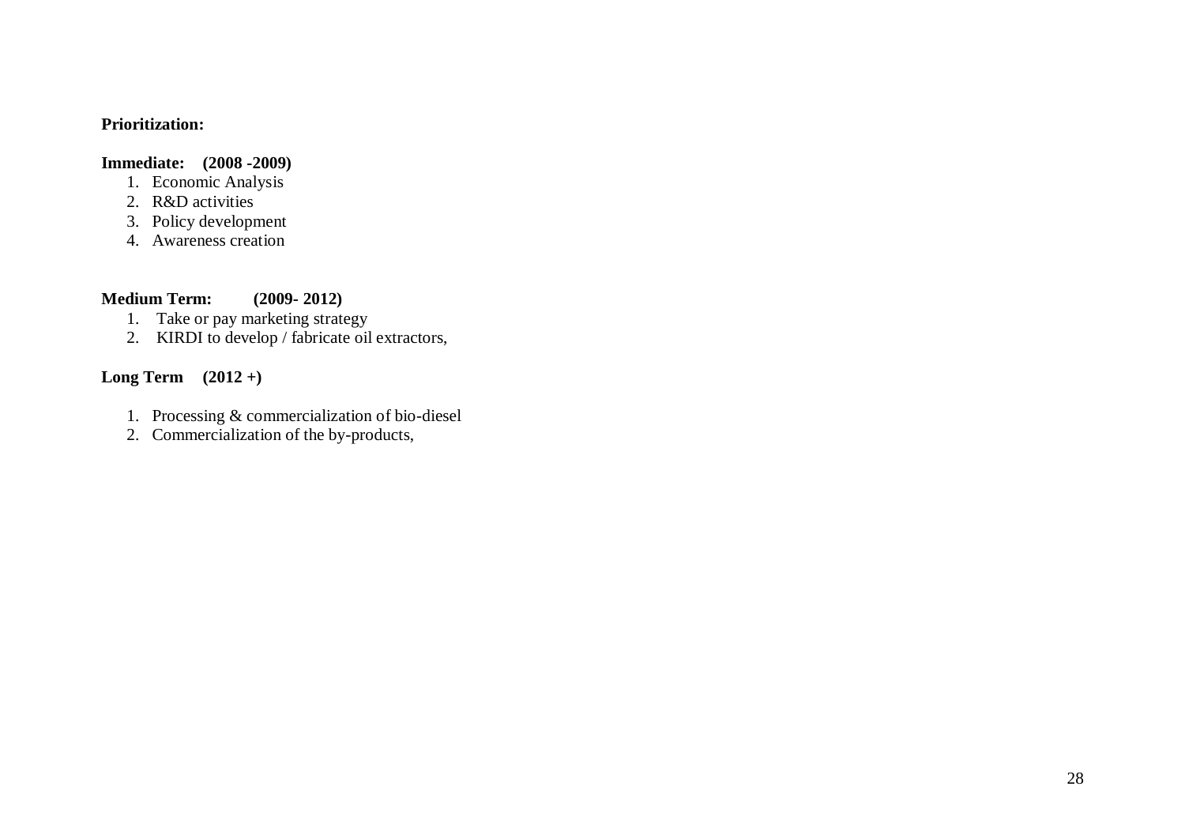**Prioritization:**

**Immediate: (2008 -2009)**

1. Economic Analysis
2. R&D activities
3. Policy development
4. Awareness creation

**Medium Term: (2009- 2012)**

1. Take or pay marketing strategy
2. KIRDI to develop / fabricate oil extractors,

**Long Term (2012 +)**

1. Processing & commercialization of bio-diesel
2. Commercialization of the by-products,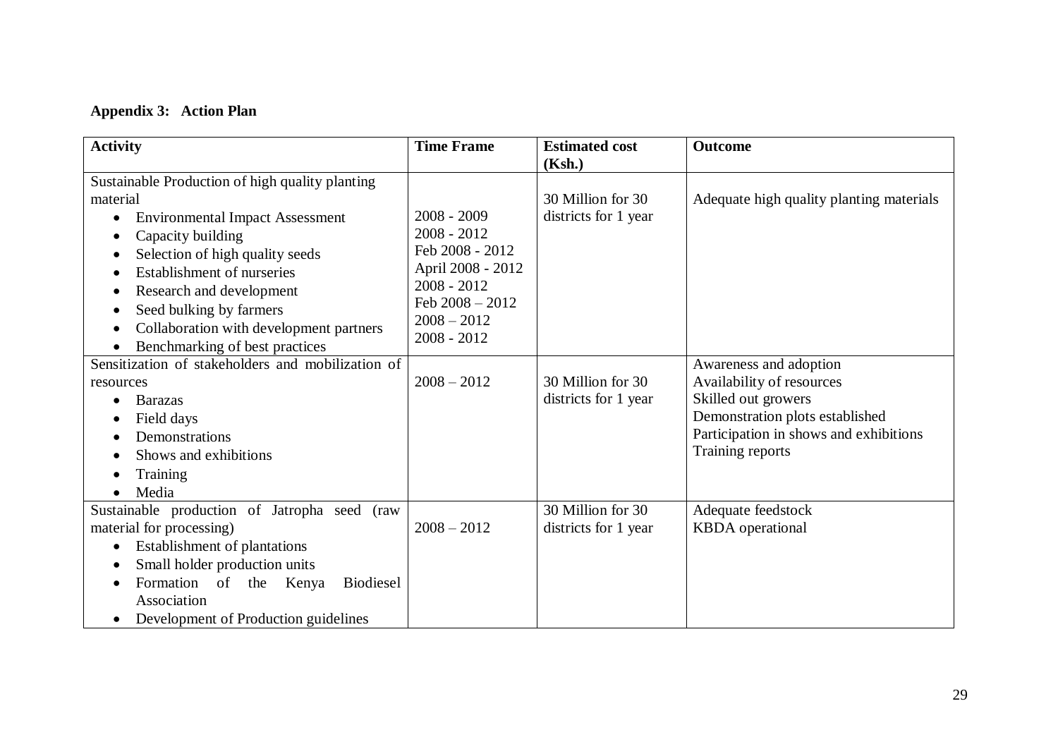**Appendix 3: Action Plan**

| Activity | Time Frame | Estimated cost (Ksh.) | Outcome |
|---|---|---|---|
| Sustainable Production of high quality planting material<br>• Environmental Impact Assessment<br>• Capacity building<br>• Selection of high quality seeds<br>• Establishment of nurseries<br>• Research and development<br>• Seed bulking by farmers<br>• Collaboration with development partners<br>• Benchmarking of best practices | <br><br>2008 - 2009<br>2008 - 2012<br>Feb 2008 - 2012<br>April 2008 - 2012<br>2008 - 2012<br>Feb 2008 – 2012<br>2008 – 2012<br>2008 - 2012 | 30 Million for 30 districts for 1 year | Adequate high quality planting materials |
| Sensitization of stakeholders and mobilization of resources<br>• Barazas<br>• Field days<br>• Demonstrations<br>• Shows and exhibitions<br>• Training<br>• Media | 2008 – 2012 | 30 Million for 30 districts for 1 year | Awareness and adoption<br>Availability of resources<br>Skilled out growers<br>Demonstration plots established<br>Participation in shows and exhibitions<br>Training reports |
| Sustainable production of Jatropha seed (raw material for processing)<br>• Establishment of plantations<br>• Small holder production units<br>• Formation of the Kenya Biodiesel Association<br>• Development of Production guidelines | 2008 – 2012 | 30 Million for 30 districts for 1 year | Adequate feedstock<br>KBDA operational |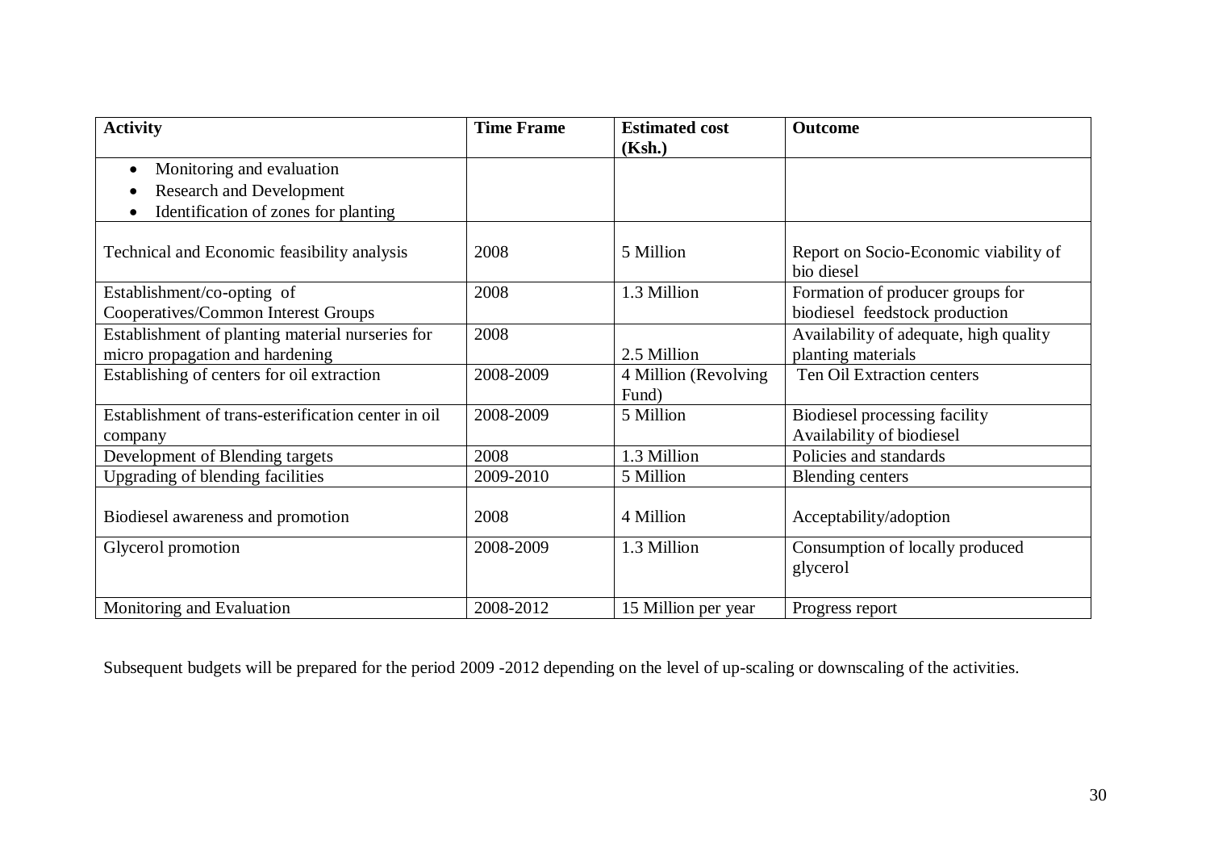| **Activity** | **Time Frame** | **Estimated cost (Ksh.)** | **Outcome** |
|---|---|---|---|
| • Monitoring and evaluation<br>• Research and Development<br>• Identification of zones for planting | | | |
| Technical and Economic feasibility analysis | 2008 | 5 Million | Report on Socio-Economic viability of bio diesel |
| Establishment/co-opting of Cooperatives/Common Interest Groups | 2008 | 1.3 Million | Formation of producer groups for biodiesel feedstock production |
| Establishment of planting material nurseries for micro propagation and hardening | 2008 | 2.5 Million | Availability of adequate, high quality planting materials |
| Establishing of centers for oil extraction | 2008-2009 | 4 Million (Revolving Fund) | Ten Oil Extraction centers |
| Establishment of trans-esterification center in oil company | 2008-2009 | 5 Million | Biodiesel processing facility<br>Availability of biodiesel |
| Development of Blending targets | 2008 | 1.3 Million | Policies and standards |
| Upgrading of blending facilities | 2009-2010 | 5 Million | Blending centers |
| Biodiesel awareness and promotion | 2008 | 4 Million | Acceptability/adoption |
| Glycerol promotion | 2008-2009 | 1.3 Million | Consumption of locally produced glycerol |
| Monitoring and Evaluation | 2008-2012 | 15 Million per year | Progress report |

Subsequent budgets will be prepared for the period 2009 -2012 depending on the level of up-scaling or downscaling of the activities.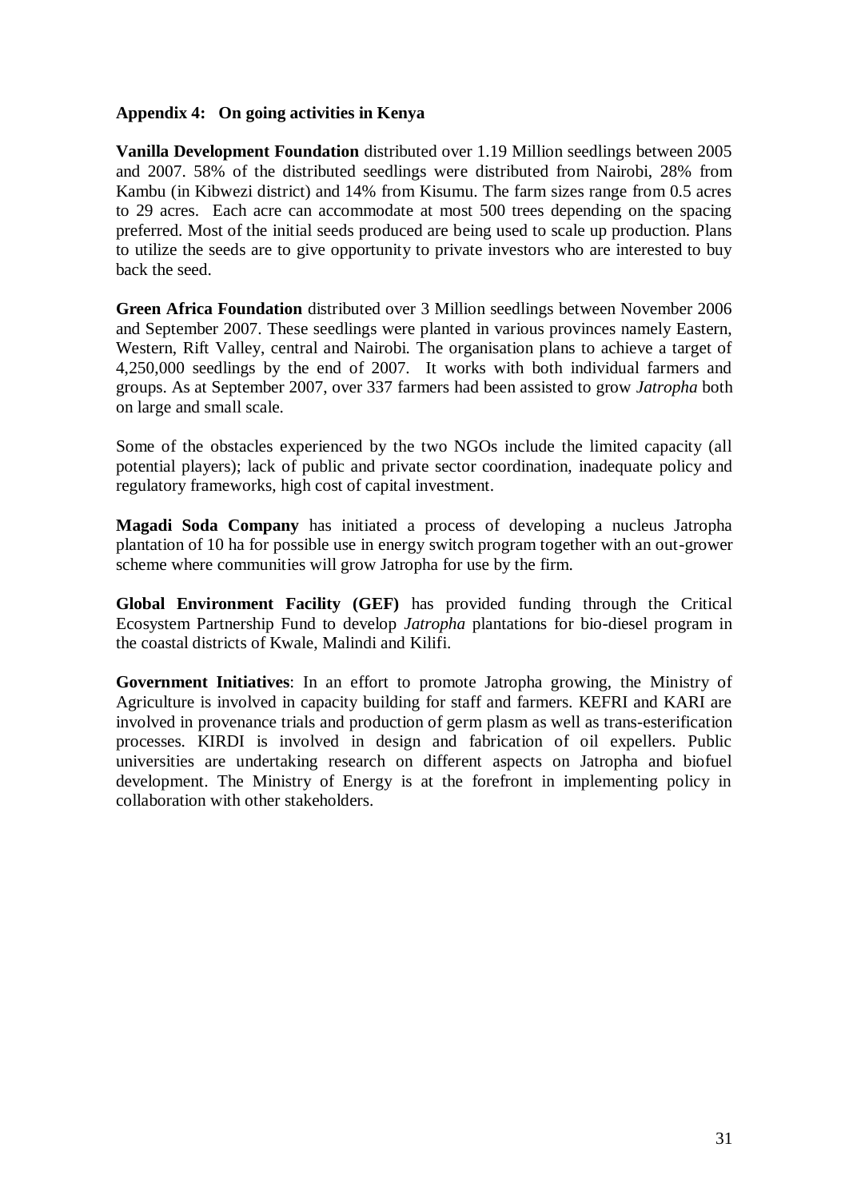**Appendix 4: On going activities in Kenya**

**Vanilla Development Foundation** distributed over 1.19 Million seedlings between 2005 and 2007. 58% of the distributed seedlings were distributed from Nairobi, 28% from Kambu (in Kibwezi district) and 14% from Kisumu. The farm sizes range from 0.5 acres to 29 acres. Each acre can accommodate at most 500 trees depending on the spacing preferred. Most of the initial seeds produced are being used to scale up production. Plans to utilize the seeds are to give opportunity to private investors who are interested to buy back the seed.

**Green Africa Foundation** distributed over 3 Million seedlings between November 2006 and September 2007. These seedlings were planted in various provinces namely Eastern, Western, Rift Valley, central and Nairobi. The organisation plans to achieve a target of 4,250,000 seedlings by the end of 2007. It works with both individual farmers and groups. As at September 2007, over 337 farmers had been assisted to grow *Jatropha* both on large and small scale.

Some of the obstacles experienced by the two NGOs include the limited capacity (all potential players); lack of public and private sector coordination, inadequate policy and regulatory frameworks, high cost of capital investment.

**Magadi Soda Company** has initiated a process of developing a nucleus Jatropha plantation of 10 ha for possible use in energy switch program together with an out-grower scheme where communities will grow Jatropha for use by the firm.

**Global Environment Facility (GEF)** has provided funding through the Critical Ecosystem Partnership Fund to develop *Jatropha* plantations for bio-diesel program in the coastal districts of Kwale, Malindi and Kilifi.

**Government Initiatives**: In an effort to promote Jatropha growing, the Ministry of Agriculture is involved in capacity building for staff and farmers. KEFRI and KARI are involved in provenance trials and production of germ plasm as well as trans-esterification processes. KIRDI is involved in design and fabrication of oil expellers. Public universities are undertaking research on different aspects on Jatropha and biofuel development. The Ministry of Energy is at the forefront in implementing policy in collaboration with other stakeholders.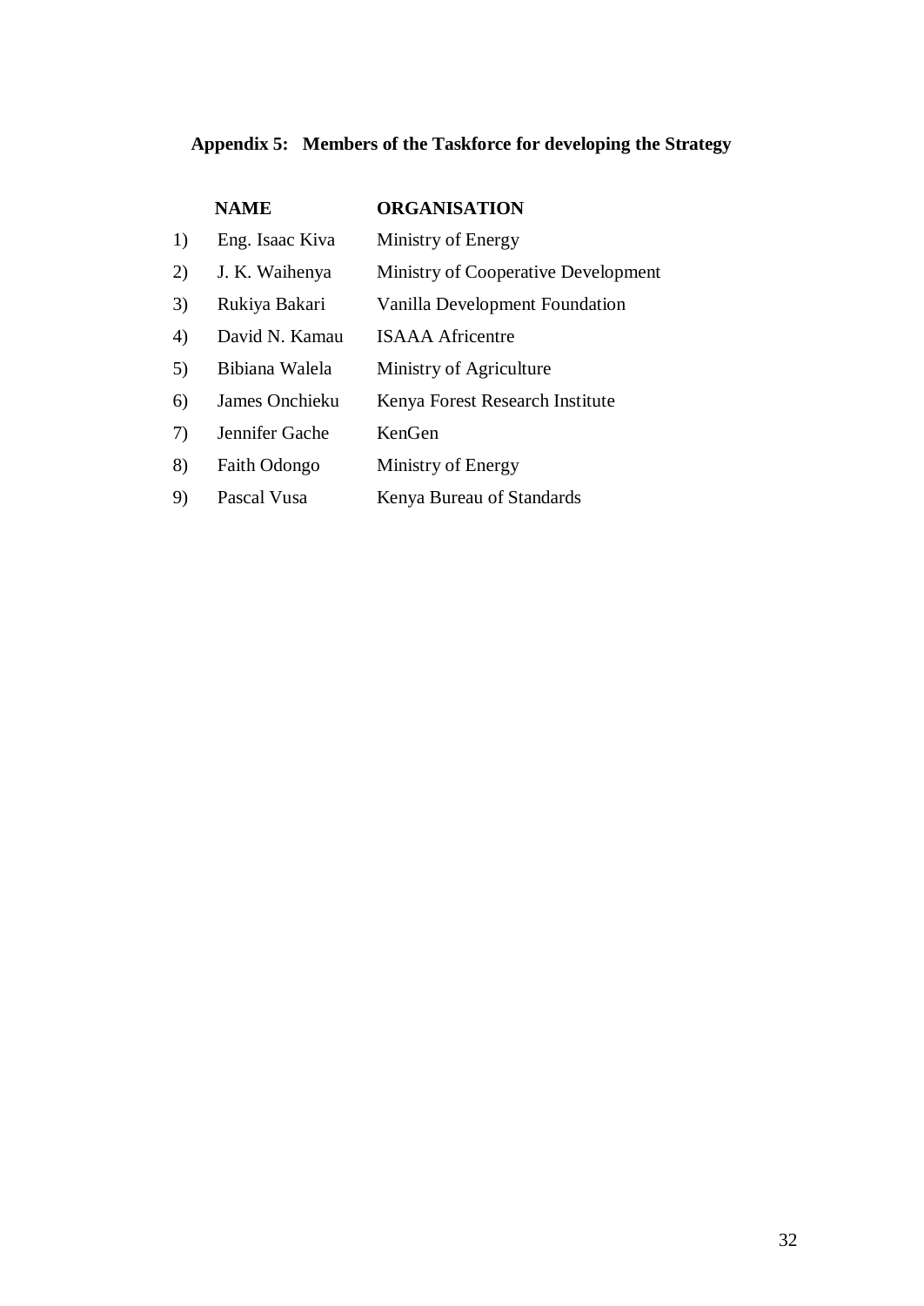## Appendix 5: Members of the Taskforce for developing the Strategy

| | NAME | ORGANISATION |
|---|---|---|
| 1) | Eng. Isaac Kiva | Ministry of Energy |
| 2) | J. K. Waihenya | Ministry of Cooperative Development |
| 3) | Rukiya Bakari | Vanilla Development Foundation |
| 4) | David N. Kamau | ISAAA Africentre |
| 5) | Bibiana Walela | Ministry of Agriculture |
| 6) | James Onchieku | Kenya Forest Research Institute |
| 7) | Jennifer Gache | KenGen |
| 8) | Faith Odongo | Ministry of Energy |
| 9) | Pascal Vusa | Kenya Bureau of Standards |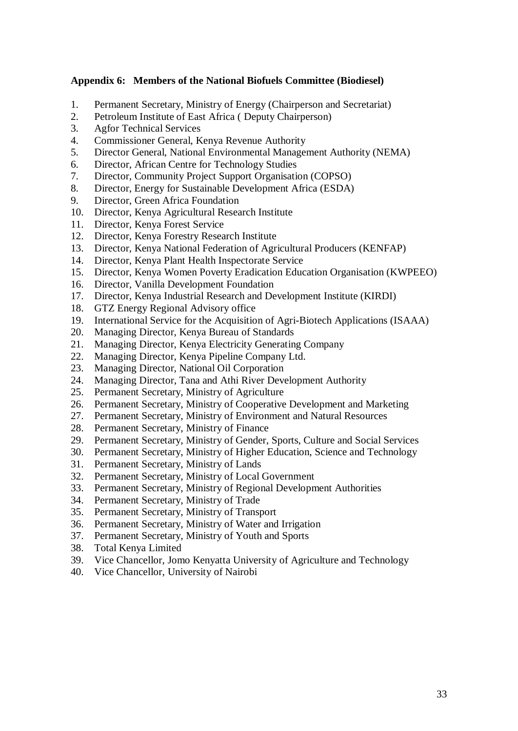**Appendix 6: Members of the National Biofuels Committee (Biodiesel)**

1. Permanent Secretary, Ministry of Energy (Chairperson and Secretariat)
2. Petroleum Institute of East Africa ( Deputy Chairperson)
3. Agfor Technical Services
4. Commissioner General, Kenya Revenue Authority
5. Director General, National Environmental Management Authority (NEMA)
6. Director, African Centre for Technology Studies
7. Director, Community Project Support Organisation (COPSO)
8. Director, Energy for Sustainable Development Africa (ESDA)
9. Director, Green Africa Foundation
10. Director, Kenya Agricultural Research Institute
11. Director, Kenya Forest Service
12. Director, Kenya Forestry Research Institute
13. Director, Kenya National Federation of Agricultural Producers (KENFAP)
14. Director, Kenya Plant Health Inspectorate Service
15. Director, Kenya Women Poverty Eradication Education Organisation (KWPEEO)
16. Director, Vanilla Development Foundation
17. Director, Kenya Industrial Research and Development Institute (KIRDI)
18. GTZ Energy Regional Advisory office
19. International Service for the Acquisition of Agri-Biotech Applications (ISAAA)
20. Managing Director, Kenya Bureau of Standards
21. Managing Director, Kenya Electricity Generating Company
22. Managing Director, Kenya Pipeline Company Ltd.
23. Managing Director, National Oil Corporation
24. Managing Director, Tana and Athi River Development Authority
25. Permanent Secretary, Ministry of Agriculture
26. Permanent Secretary, Ministry of Cooperative Development and Marketing
27. Permanent Secretary, Ministry of Environment and Natural Resources
28. Permanent Secretary, Ministry of Finance
29. Permanent Secretary, Ministry of Gender, Sports, Culture and Social Services
30. Permanent Secretary, Ministry of Higher Education, Science and Technology
31. Permanent Secretary, Ministry of Lands
32. Permanent Secretary, Ministry of Local Government
33. Permanent Secretary, Ministry of Regional Development Authorities
34. Permanent Secretary, Ministry of Trade
35. Permanent Secretary, Ministry of Transport
36. Permanent Secretary, Ministry of Water and Irrigation
37. Permanent Secretary, Ministry of Youth and Sports
38. Total Kenya Limited
39. Vice Chancellor, Jomo Kenyatta University of Agriculture and Technology
40. Vice Chancellor, University of Nairobi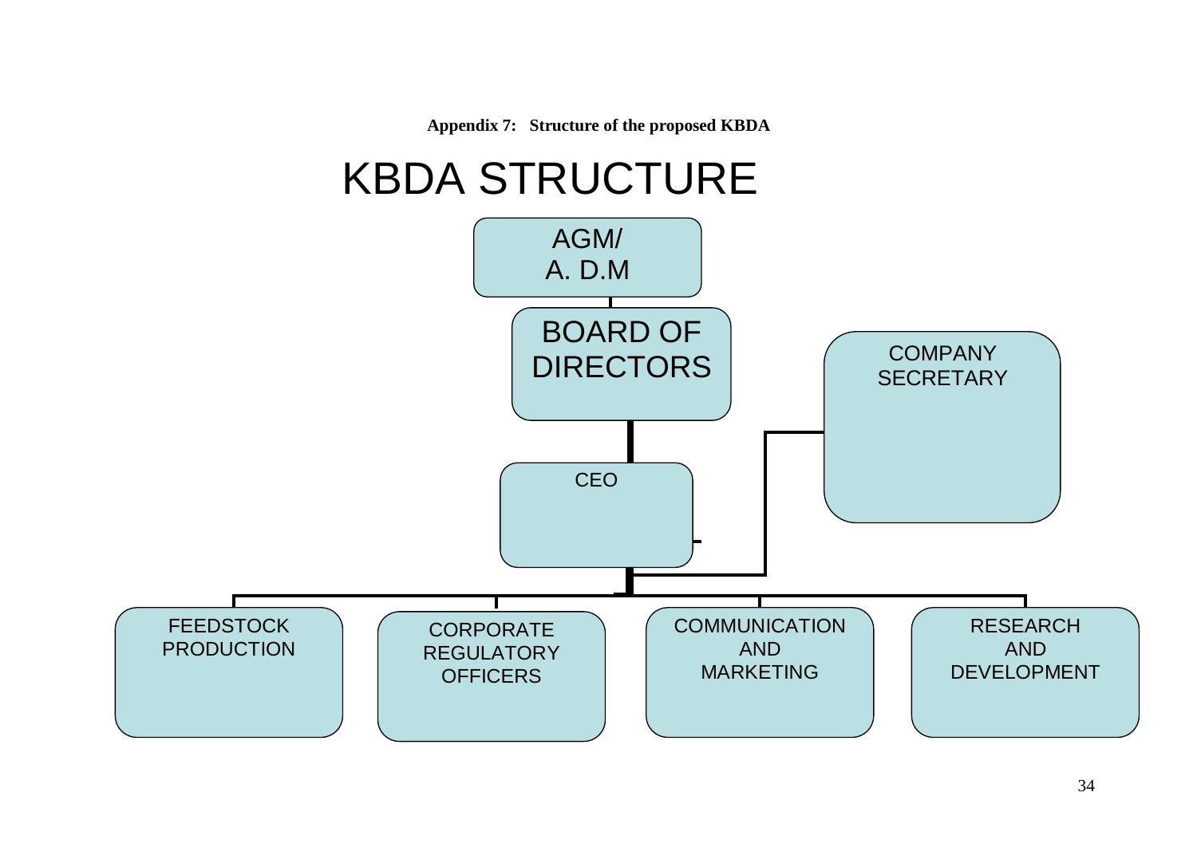**Appendix 7: Structure of the proposed KBDA**

KBDA STRUCTURE

AGM/
A. D.M

BOARD OF
DIRECTORS

COMPANY
SECRETARY

CEO

FEEDSTOCK
PRODUCTION

CORPORATE
REGULATORY
OFFICERS

COMMUNICATION
AND
MARKETING

RESEARCH
AND
DEVELOPMENT